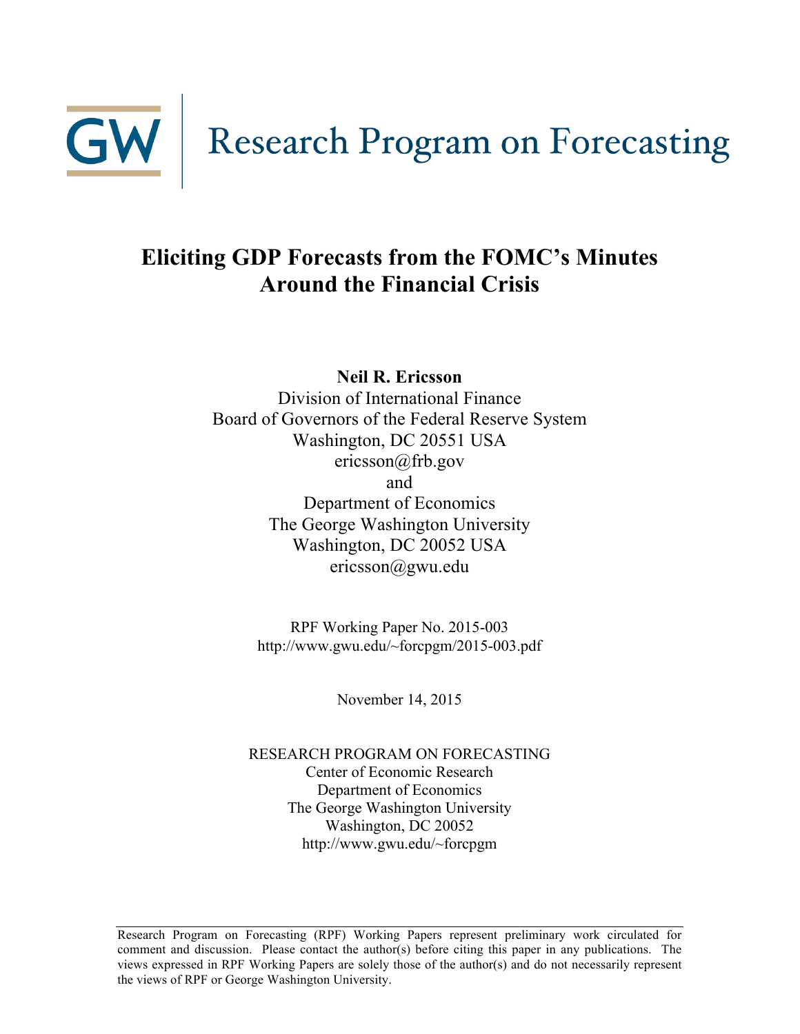GW | Research Program on Forecasting

# Eliciting GDP Forecasts from the FOMC's Minutes Around the Financial Crisis

**Neil R. Ericsson**
Division of International Finance
Board of Governors of the Federal Reserve System
Washington, DC 20551 USA
ericsson@frb.gov
and
Department of Economics
The George Washington University
Washington, DC 20052 USA
ericsson@gwu.edu

RPF Working Paper No. 2015-003
http://www.gwu.edu/~forcpgm/2015-003.pdf

November 14, 2015

RESEARCH PROGRAM ON FORECASTING
Center of Economic Research
Department of Economics
The George Washington University
Washington, DC 20052
http://www.gwu.edu/~forcpgm

---

Research Program on Forecasting (RPF) Working Papers represent preliminary work circulated for comment and discussion. Please contact the author(s) before citing this paper in any publications. The views expressed in RPF Working Papers are solely those of the author(s) and do not necessarily represent the views of RPF or George Washington University.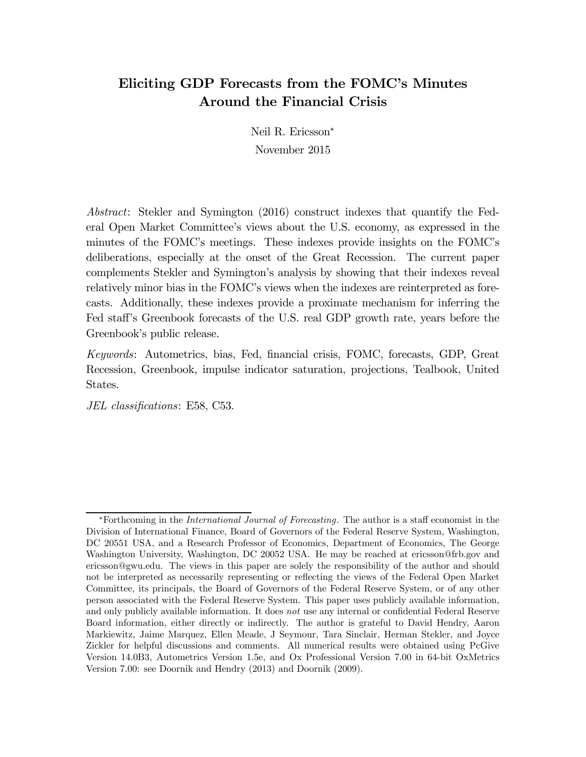# Eliciting GDP Forecasts from the FOMC's Minutes Around the Financial Crisis

Neil R. Ericsson*

November 2015

*Abstract*: Stekler and Symington (2016) construct indexes that quantify the Federal Open Market Committee's views about the U.S. economy, as expressed in the minutes of the FOMC's meetings. These indexes provide insights on the FOMC's deliberations, especially at the onset of the Great Recession. The current paper complements Stekler and Symington's analysis by showing that their indexes reveal relatively minor bias in the FOMC's views when the indexes are reinterpreted as forecasts. Additionally, these indexes provide a proximate mechanism for inferring the Fed staff's Greenbook forecasts of the U.S. real GDP growth rate, years before the Greenbook's public release.

*Keywords*: Autometrics, bias, Fed, financial crisis, FOMC, forecasts, GDP, Great Recession, Greenbook, impulse indicator saturation, projections, Tealbook, United States.

*JEL classifications*: E58, C53.

---

*Forthcoming in the *International Journal of Forecasting*. The author is a staff economist in the Division of International Finance, Board of Governors of the Federal Reserve System, Washington, DC 20551 USA, and a Research Professor of Economics, Department of Economics, The George Washington University, Washington, DC 20052 USA. He may be reached at ericsson@frb.gov and ericsson@gwu.edu. The views in this paper are solely the responsibility of the author and should not be interpreted as necessarily representing or reflecting the views of the Federal Open Market Committee, its principals, the Board of Governors of the Federal Reserve System, or of any other person associated with the Federal Reserve System. This paper uses publicly available information, and only publicly available information. It does *not* use any internal or confidential Federal Reserve Board information, either directly or indirectly. The author is grateful to David Hendry, Aaron Markiewitz, Jaime Marquez, Ellen Meade, J Seymour, Tara Sinclair, Herman Stekler, and Joyce Zickler for helpful discussions and comments. All numerical results were obtained using PcGive Version 14.0B3, Autometrics Version 1.5e, and Ox Professional Version 7.00 in 64-bit OxMetrics Version 7.00: see Doornik and Hendry (2013) and Doornik (2009).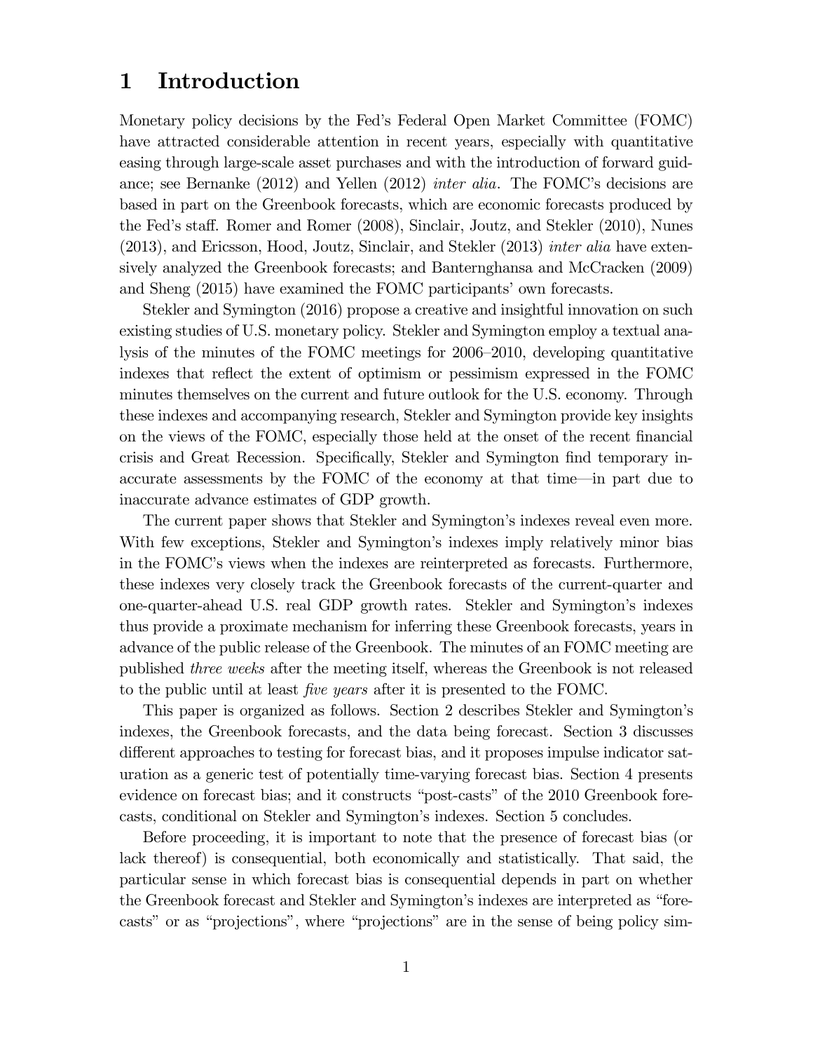# 1 Introduction

Monetary policy decisions by the Fed's Federal Open Market Committee (FOMC) have attracted considerable attention in recent years, especially with quantitative easing through large-scale asset purchases and with the introduction of forward guidance; see Bernanke (2012) and Yellen (2012) *inter alia*. The FOMC's decisions are based in part on the Greenbook forecasts, which are economic forecasts produced by the Fed's staff. Romer and Romer (2008), Sinclair, Joutz, and Stekler (2010), Nunes (2013), and Ericsson, Hood, Joutz, Sinclair, and Stekler (2013) *inter alia* have extensively analyzed the Greenbook forecasts; and Banternghansa and McCracken (2009) and Sheng (2015) have examined the FOMC participants' own forecasts.

Stekler and Symington (2016) propose a creative and insightful innovation on such existing studies of U.S. monetary policy. Stekler and Symington employ a textual analysis of the minutes of the FOMC meetings for 2006–2010, developing quantitative indexes that reflect the extent of optimism or pessimism expressed in the FOMC minutes themselves on the current and future outlook for the U.S. economy. Through these indexes and accompanying research, Stekler and Symington provide key insights on the views of the FOMC, especially those held at the onset of the recent financial crisis and Great Recession. Specifically, Stekler and Symington find temporary inaccurate assessments by the FOMC of the economy at that time—in part due to inaccurate advance estimates of GDP growth.

The current paper shows that Stekler and Symington's indexes reveal even more. With few exceptions, Stekler and Symington's indexes imply relatively minor bias in the FOMC's views when the indexes are reinterpreted as forecasts. Furthermore, these indexes very closely track the Greenbook forecasts of the current-quarter and one-quarter-ahead U.S. real GDP growth rates. Stekler and Symington's indexes thus provide a proximate mechanism for inferring these Greenbook forecasts, years in advance of the public release of the Greenbook. The minutes of an FOMC meeting are published *three weeks* after the meeting itself, whereas the Greenbook is not released to the public until at least *five years* after it is presented to the FOMC.

This paper is organized as follows. Section 2 describes Stekler and Symington's indexes, the Greenbook forecasts, and the data being forecast. Section 3 discusses different approaches to testing for forecast bias, and it proposes impulse indicator saturation as a generic test of potentially time-varying forecast bias. Section 4 presents evidence on forecast bias; and it constructs "post-casts" of the 2010 Greenbook forecasts, conditional on Stekler and Symington's indexes. Section 5 concludes.

Before proceeding, it is important to note that the presence of forecast bias (or lack thereof) is consequential, both economically and statistically. That said, the particular sense in which forecast bias is consequential depends in part on whether the Greenbook forecast and Stekler and Symington's indexes are interpreted as "forecasts" or as "projections", where "projections" are in the sense of being policy sim-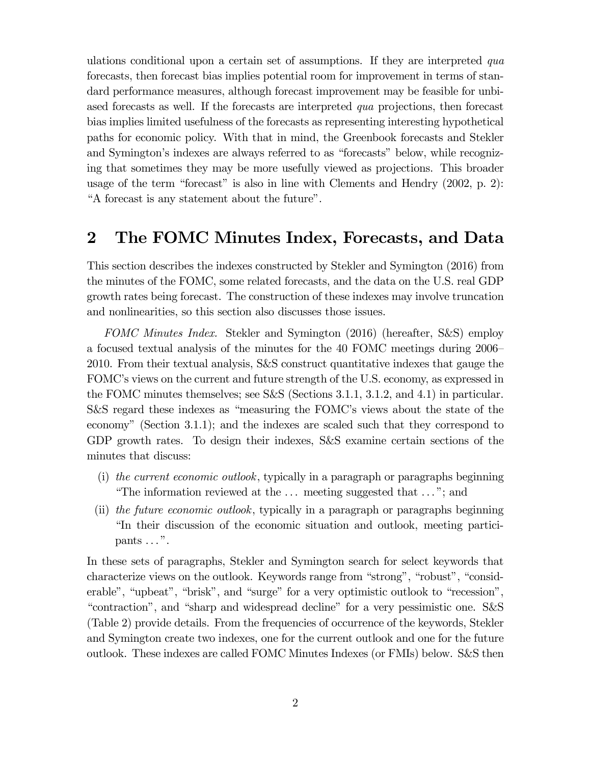ulations conditional upon a certain set of assumptions. If they are interpreted *qua* forecasts, then forecast bias implies potential room for improvement in terms of standard performance measures, although forecast improvement may be feasible for unbiased forecasts as well. If the forecasts are interpreted *qua* projections, then forecast bias implies limited usefulness of the forecasts as representing interesting hypothetical paths for economic policy. With that in mind, the Greenbook forecasts and Stekler and Symington's indexes are always referred to as "forecasts" below, while recognizing that sometimes they may be more usefully viewed as projections. This broader usage of the term "forecast" is also in line with Clements and Hendry (2002, p. 2): "A forecast is any statement about the future".

## 2 The FOMC Minutes Index, Forecasts, and Data

This section describes the indexes constructed by Stekler and Symington (2016) from the minutes of the FOMC, some related forecasts, and the data on the U.S. real GDP growth rates being forecast. The construction of these indexes may involve truncation and nonlinearities, so this section also discusses those issues.

*FOMC Minutes Index.* Stekler and Symington (2016) (hereafter, S&S) employ a focused textual analysis of the minutes for the 40 FOMC meetings during 2006–2010. From their textual analysis, S&S construct quantitative indexes that gauge the FOMC's views on the current and future strength of the U.S. economy, as expressed in the FOMC minutes themselves; see S&S (Sections 3.1.1, 3.1.2, and 4.1) in particular. S&S regard these indexes as "measuring the FOMC's views about the state of the economy" (Section 3.1.1); and the indexes are scaled such that they correspond to GDP growth rates. To design their indexes, S&S examine certain sections of the minutes that discuss:

(i) *the current economic outlook*, typically in a paragraph or paragraphs beginning "The information reviewed at the ... meeting suggested that ..."; and

(ii) *the future economic outlook*, typically in a paragraph or paragraphs beginning "In their discussion of the economic situation and outlook, meeting participants ...".

In these sets of paragraphs, Stekler and Symington search for select keywords that characterize views on the outlook. Keywords range from "strong", "robust", "considerable", "upbeat", "brisk", and "surge" for a very optimistic outlook to "recession", "contraction", and "sharp and widespread decline" for a very pessimistic one. S&S (Table 2) provide details. From the frequencies of occurrence of the keywords, Stekler and Symington create two indexes, one for the current outlook and one for the future outlook. These indexes are called FOMC Minutes Indexes (or FMIs) below. S&S then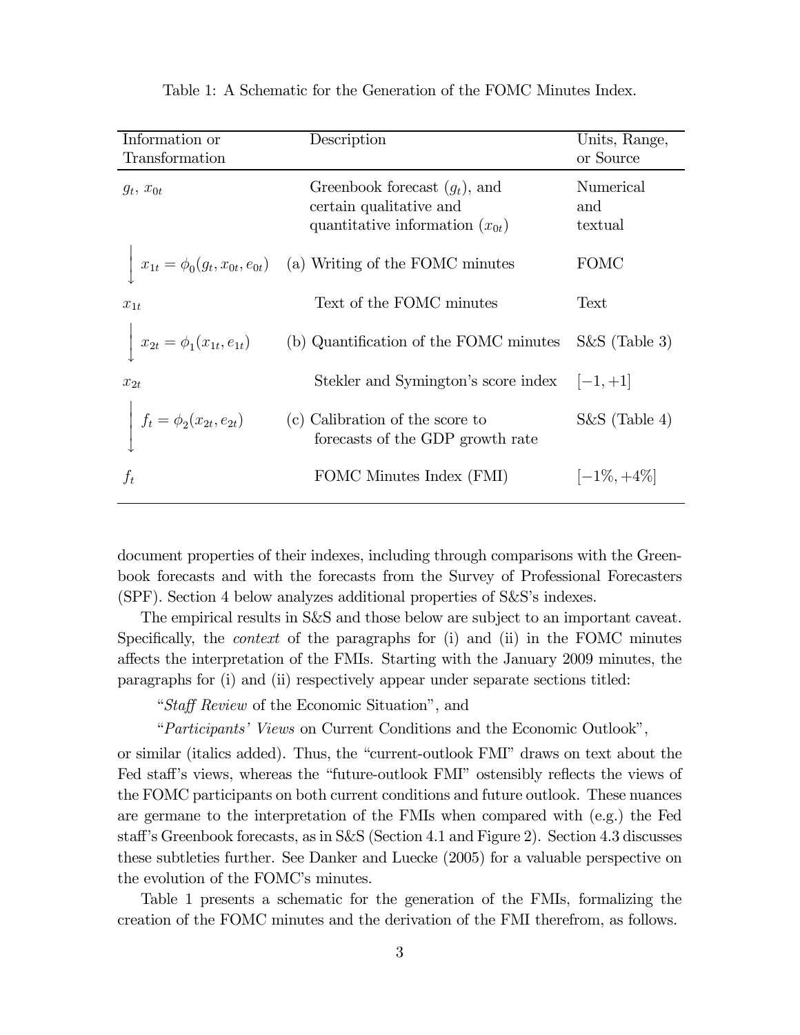Table 1: A Schematic for the Generation of the FOMC Minutes Index.

| Information or Transformation | Description | Units, Range, or Source |
|---|---|---|
| $g_t$, $x_{0t}$ | Greenbook forecast ($g_t$), and certain qualitative and quantitative information ($x_{0t}$) | Numerical and textual |
| $\downarrow$ $x_{1t} = \phi_0(g_t, x_{0t}, e_{0t})$ | (a) Writing of the FOMC minutes | FOMC |
| $x_{1t}$ | Text of the FOMC minutes | Text |
| $\downarrow$ $x_{2t} = \phi_1(x_{1t}, e_{1t})$ | (b) Quantification of the FOMC minutes | S&S (Table 3) |
| $x_{2t}$ | Stekler and Symington's score index | $[-1, +1]$ |
| $\downarrow$ $f_t = \phi_2(x_{2t}, e_{2t})$ | (c) Calibration of the score to forecasts of the GDP growth rate | S&S (Table 4) |
| $f_t$ | FOMC Minutes Index (FMI) | $[-1\%, +4\%]$ |

document properties of their indexes, including through comparisons with the Greenbook forecasts and with the forecasts from the Survey of Professional Forecasters (SPF). Section 4 below analyzes additional properties of S&S's indexes.

The empirical results in S&S and those below are subject to an important caveat. Specifically, the *context* of the paragraphs for (i) and (ii) in the FOMC minutes affects the interpretation of the FMIs. Starting with the January 2009 minutes, the paragraphs for (i) and (ii) respectively appear under separate sections titled:

"*Staff Review* of the Economic Situation", and

"*Participants' Views* on Current Conditions and the Economic Outlook",

or similar (italics added). Thus, the "current-outlook FMI" draws on text about the Fed staff's views, whereas the "future-outlook FMI" ostensibly reflects the views of the FOMC participants on both current conditions and future outlook. These nuances are germane to the interpretation of the FMIs when compared with (e.g.) the Fed staff's Greenbook forecasts, as in S&S (Section 4.1 and Figure 2). Section 4.3 discusses these subtleties further. See Danker and Luecke (2005) for a valuable perspective on the evolution of the FOMC's minutes.

Table 1 presents a schematic for the generation of the FMIs, formalizing the creation of the FOMC minutes and the derivation of the FMI therefrom, as follows.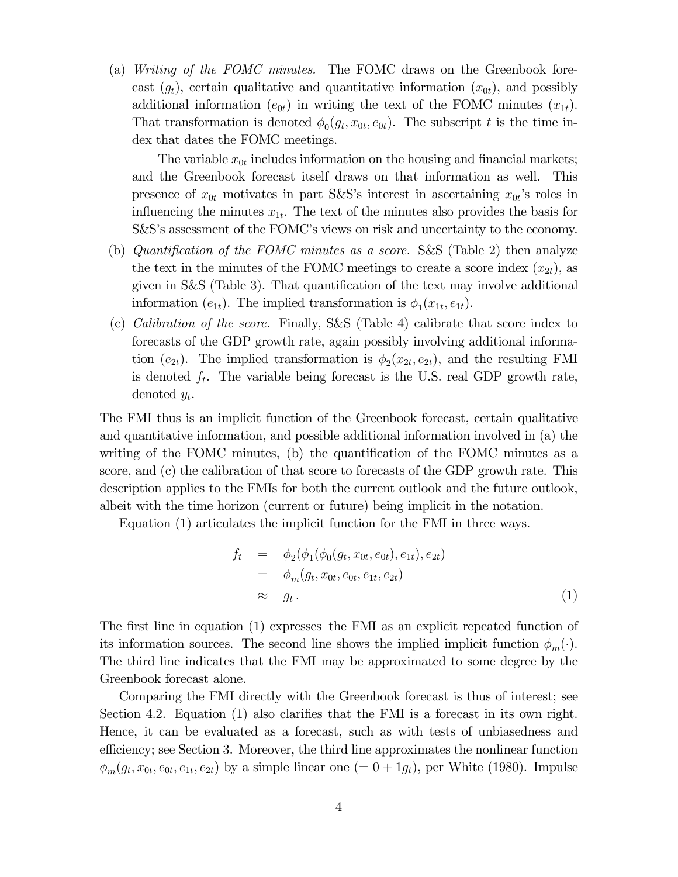(a) *Writing of the FOMC minutes.* The FOMC draws on the Greenbook forecast ($g_t$), certain qualitative and quantitative information ($x_{0t}$), and possibly additional information ($e_{0t}$) in writing the text of the FOMC minutes ($x_{1t}$). That transformation is denoted $\phi_0(g_t, x_{0t}, e_{0t})$. The subscript $t$ is the time index that dates the FOMC meetings.

The variable $x_{0t}$ includes information on the housing and financial markets; and the Greenbook forecast itself draws on that information as well. This presence of $x_{0t}$ motivates in part S&S's interest in ascertaining $x_{0t}$'s roles in influencing the minutes $x_{1t}$. The text of the minutes also provides the basis for S&S's assessment of the FOMC's views on risk and uncertainty to the economy.

(b) *Quantification of the FOMC minutes as a score.* S&S (Table 2) then analyze the text in the minutes of the FOMC meetings to create a score index ($x_{2t}$), as given in S&S (Table 3). That quantification of the text may involve additional information ($e_{1t}$). The implied transformation is $\phi_1(x_{1t}, e_{1t})$.

(c) *Calibration of the score.* Finally, S&S (Table 4) calibrate that score index to forecasts of the GDP growth rate, again possibly involving additional information ($e_{2t}$). The implied transformation is $\phi_2(x_{2t}, e_{2t})$, and the resulting FMI is denoted $f_t$. The variable being forecast is the U.S. real GDP growth rate, denoted $y_t$.

The FMI thus is an implicit function of the Greenbook forecast, certain qualitative and quantitative information, and possible additional information involved in (a) the writing of the FOMC minutes, (b) the quantification of the FOMC minutes as a score, and (c) the calibration of that score to forecasts of the GDP growth rate. This description applies to the FMIs for both the current outlook and the future outlook, albeit with the time horizon (current or future) being implicit in the notation.

Equation (1) articulates the implicit function for the FMI in three ways.

$$
\begin{aligned}
f_t &= \phi_2(\phi_1(\phi_0(g_t, x_{0t}, e_{0t}), e_{1t}), e_{2t}) \\
&= \phi_m(g_t, x_{0t}, e_{0t}, e_{1t}, e_{2t}) \\
&\approx g_t \, . 
\end{aligned} \tag{1}
$$

The first line in equation (1) expresses the FMI as an explicit repeated function of its information sources. The second line shows the implied implicit function $\phi_m(\cdot)$. The third line indicates that the FMI may be approximated to some degree by the Greenbook forecast alone.

Comparing the FMI directly with the Greenbook forecast is thus of interest; see Section 4.2. Equation (1) also clarifies that the FMI is a forecast in its own right. Hence, it can be evaluated as a forecast, such as with tests of unbiasedness and efficiency; see Section 3. Moreover, the third line approximates the nonlinear function $\phi_m(g_t, x_{0t}, e_{0t}, e_{1t}, e_{2t})$ by a simple linear one ($= 0 + 1g_t$), per White (1980). Impulse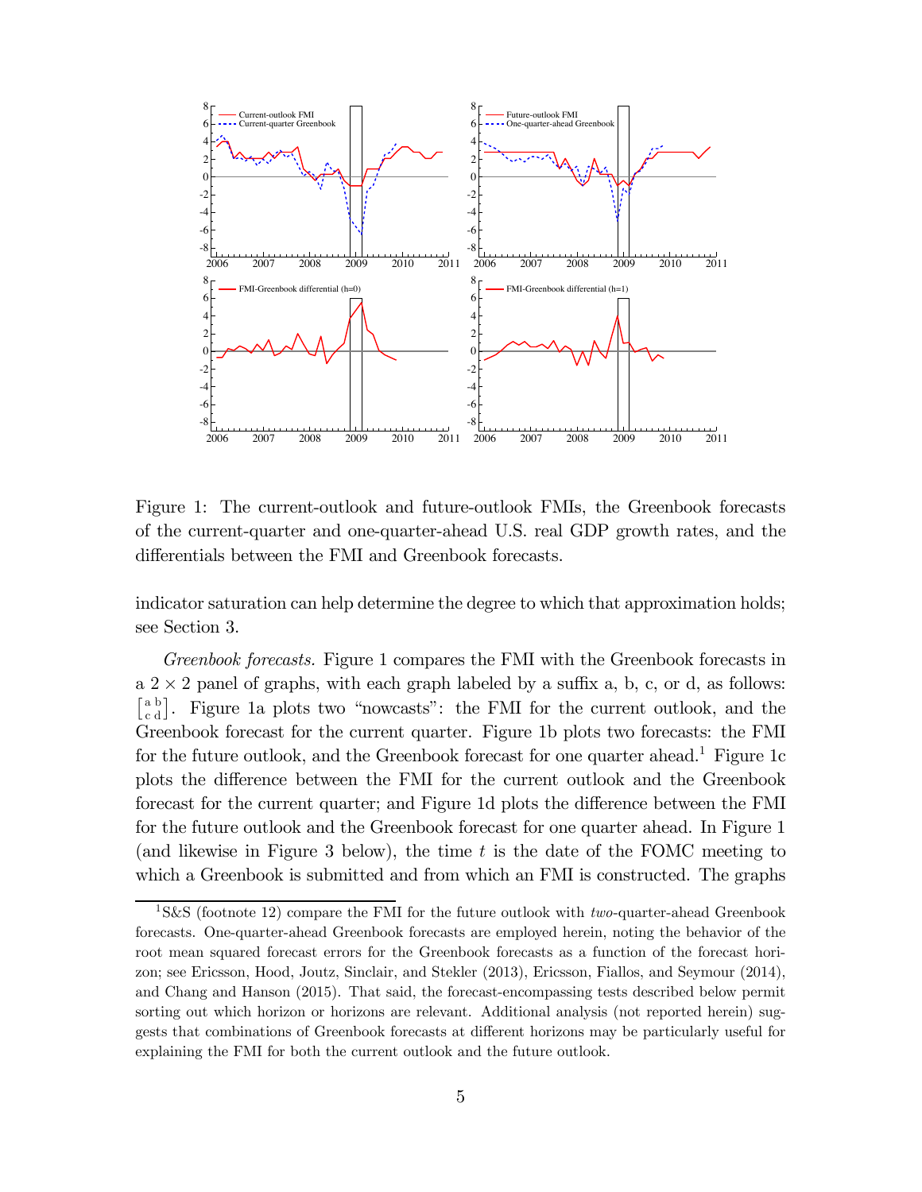Figure 1: The current-outlook and future-outlook FMIs, the Greenbook forecasts of the current-quarter and one-quarter-ahead U.S. real GDP growth rates, and the differentials between the FMI and Greenbook forecasts.

indicator saturation can help determine the degree to which that approximation holds; see Section 3.

*Greenbook forecasts.* Figure 1 compares the FMI with the Greenbook forecasts in a $2 \times 2$ panel of graphs, with each graph labeled by a suffix a, b, c, or d, as follows: $\left[\begin{smallmatrix} a & b \\ c & d \end{smallmatrix}\right]$. Figure 1a plots two "nowcasts": the FMI for the current outlook, and the Greenbook forecast for the current quarter. Figure 1b plots two forecasts: the FMI for the future outlook, and the Greenbook forecast for one quarter ahead.[1] Figure 1c plots the difference between the FMI for the current outlook and the Greenbook forecast for the current quarter; and Figure 1d plots the difference between the FMI for the future outlook and the Greenbook forecast for one quarter ahead. In Figure 1 (and likewise in Figure 3 below), the time $t$ is the date of the FOMC meeting to which a Greenbook is submitted and from which an FMI is constructed. The graphs

[1] S&S (footnote 12) compare the FMI for the future outlook with *two*-quarter-ahead Greenbook forecasts. One-quarter-ahead Greenbook forecasts are employed herein, noting the behavior of the root mean squared forecast errors for the Greenbook forecasts as a function of the forecast horizon; see Ericsson, Hood, Joutz, Sinclair, and Stekler (2013), Ericsson, Fiallos, and Seymour (2014), and Chang and Hanson (2015). That said, the forecast-encompassing tests described below permit sorting out which horizon or horizons are relevant. Additional analysis (not reported herein) suggests that combinations of Greenbook forecasts at different horizons may be particularly useful for explaining the FMI for both the current outlook and the future outlook.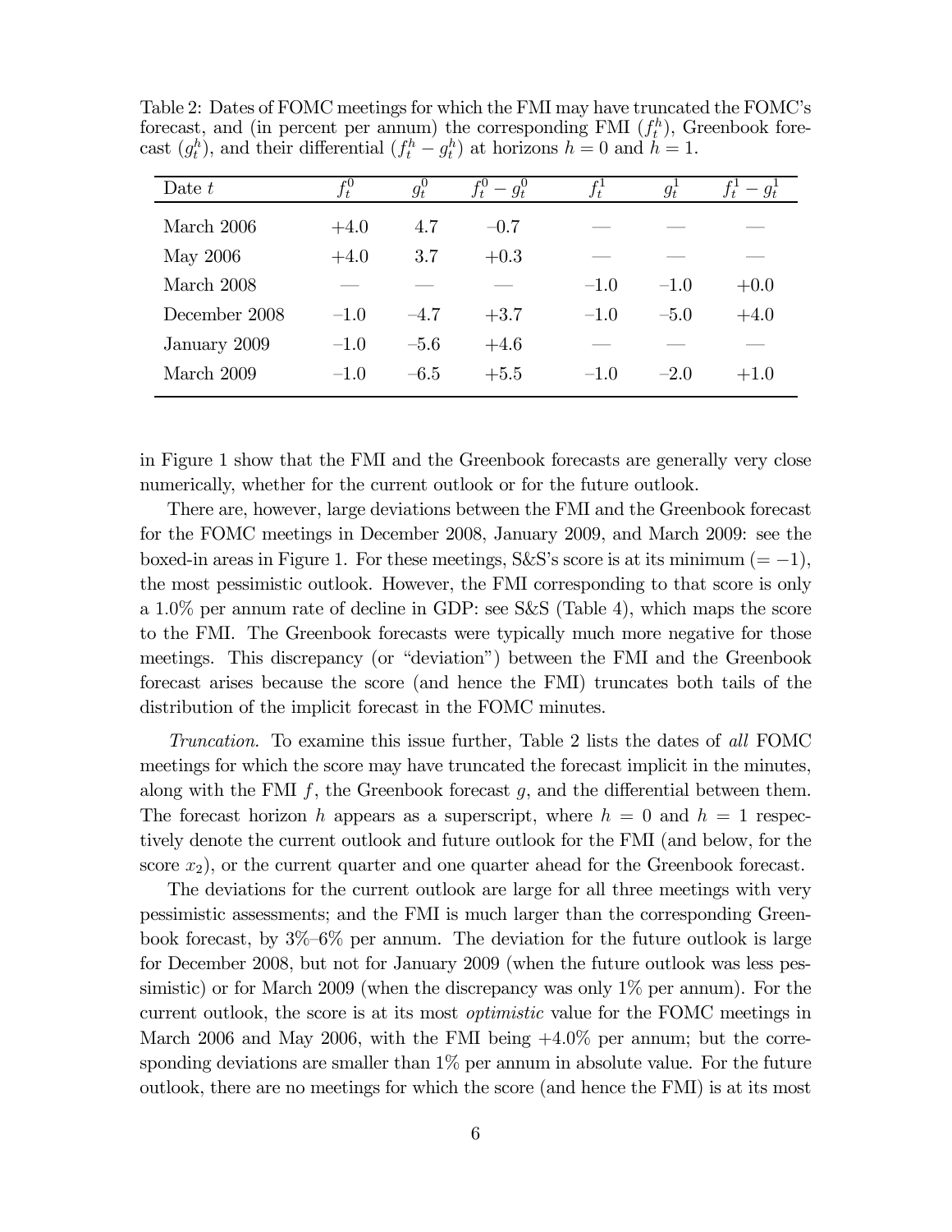Table 2: Dates of FOMC meetings for which the FMI may have truncated the FOMC's forecast, and (in percent per annum) the corresponding FMI ($f_t^h$), Greenbook forecast ($g_t^h$), and their differential ($f_t^h - g_t^h$) at horizons $h = 0$ and $h = 1$.

| Date $t$ | $f_t^0$ | $g_t^0$ | $f_t^0 - g_t^0$ | $f_t^1$ | $g_t^1$ | $f_t^1 - g_t^1$ |
|---|---|---|---|---|---|---|
| March 2006 | +4.0 | 4.7 | –0.7 | — | — | — |
| May 2006 | +4.0 | 3.7 | +0.3 | — | — | — |
| March 2008 | — | — | — | –1.0 | –1.0 | +0.0 |
| December 2008 | –1.0 | –4.7 | +3.7 | –1.0 | –5.0 | +4.0 |
| January 2009 | –1.0 | –5.6 | +4.6 | — | — | — |
| March 2009 | –1.0 | –6.5 | +5.5 | –1.0 | –2.0 | +1.0 |

in Figure 1 show that the FMI and the Greenbook forecasts are generally very close numerically, whether for the current outlook or for the future outlook.

There are, however, large deviations between the FMI and the Greenbook forecast for the FOMC meetings in December 2008, January 2009, and March 2009: see the boxed-in areas in Figure 1. For these meetings, S&S's score is at its minimum ($= -1$), the most pessimistic outlook. However, the FMI corresponding to that score is only a 1.0% per annum rate of decline in GDP: see S&S (Table 4), which maps the score to the FMI. The Greenbook forecasts were typically much more negative for those meetings. This discrepancy (or "deviation") between the FMI and the Greenbook forecast arises because the score (and hence the FMI) truncates both tails of the distribution of the implicit forecast in the FOMC minutes.

*Truncation.* To examine this issue further, Table 2 lists the dates of *all* FOMC meetings for which the score may have truncated the forecast implicit in the minutes, along with the FMI $f$, the Greenbook forecast $g$, and the differential between them. The forecast horizon $h$ appears as a superscript, where $h = 0$ and $h = 1$ respectively denote the current outlook and future outlook for the FMI (and below, for the score $x_2$), or the current quarter and one quarter ahead for the Greenbook forecast.

The deviations for the current outlook are large for all three meetings with very pessimistic assessments; and the FMI is much larger than the corresponding Greenbook forecast, by 3%–6% per annum. The deviation for the future outlook is large for December 2008, but not for January 2009 (when the future outlook was less pessimistic) or for March 2009 (when the discrepancy was only 1% per annum). For the current outlook, the score is at its most *optimistic* value for the FOMC meetings in March 2006 and May 2006, with the FMI being +4.0% per annum; but the corresponding deviations are smaller than 1% per annum in absolute value. For the future outlook, there are no meetings for which the score (and hence the FMI) is at its most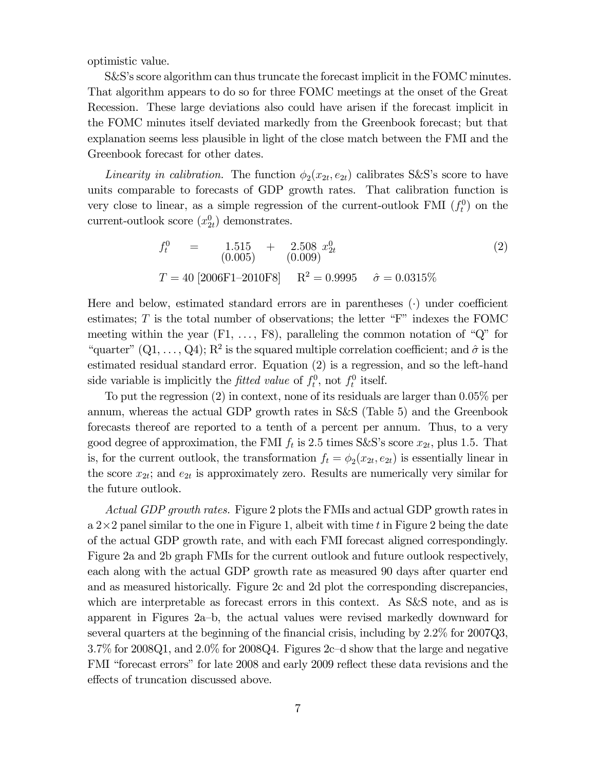optimistic value.

S&S's score algorithm can thus truncate the forecast implicit in the FOMC minutes. That algorithm appears to do so for three FOMC meetings at the onset of the Great Recession. These large deviations also could have arisen if the forecast implicit in the FOMC minutes itself deviated markedly from the Greenbook forecast; but that explanation seems less plausible in light of the close match between the FMI and the Greenbook forecast for other dates.

*Linearity in calibration.* The function $\phi_2(x_{2t}, e_{2t})$ calibrates S&S's score to have units comparable to forecasts of GDP growth rates. That calibration function is very close to linear, as a simple regression of the current-outlook FMI ($f_t^0$) on the current-outlook score ($x_{2t}^0$) demonstrates.

$$f_t^0 = \underset{(0.005)}{1.515} + \underset{(0.009)}{2.508}\, x_{2t}^0 \tag{2}$$

$$T = 40 \text{ [2006F1–2010F8]} \qquad \mathrm{R}^2 = 0.9995 \qquad \hat{\sigma} = 0.0315\%$$

Here and below, estimated standard errors are in parentheses $(\cdot)$ under coefficient estimates; $T$ is the total number of observations; the letter "F" indexes the FOMC meeting within the year (F1, ..., F8), paralleling the common notation of "Q" for "quarter" (Q1, ..., Q4); $\mathrm{R}^2$ is the squared multiple correlation coefficient; and $\hat{\sigma}$ is the estimated residual standard error. Equation (2) is a regression, and so the left-hand side variable is implicitly the *fitted value* of $f_t^0$, not $f_t^0$ itself.

To put the regression (2) in context, none of its residuals are larger than 0.05% per annum, whereas the actual GDP growth rates in S&S (Table 5) and the Greenbook forecasts thereof are reported to a tenth of a percent per annum. Thus, to a very good degree of approximation, the FMI $f_t$ is 2.5 times S&S's score $x_{2t}$, plus 1.5. That is, for the current outlook, the transformation $f_t = \phi_2(x_{2t}, e_{2t})$ is essentially linear in the score $x_{2t}$; and $e_{2t}$ is approximately zero. Results are numerically very similar for the future outlook.

*Actual GDP growth rates.* Figure 2 plots the FMIs and actual GDP growth rates in a $2\times 2$ panel similar to the one in Figure 1, albeit with time $t$ in Figure 2 being the date of the actual GDP growth rate, and with each FMI forecast aligned correspondingly. Figure 2a and 2b graph FMIs for the current outlook and future outlook respectively, each along with the actual GDP growth rate as measured 90 days after quarter end and as measured historically. Figure 2c and 2d plot the corresponding discrepancies, which are interpretable as forecast errors in this context. As S&S note, and as is apparent in Figures 2a–b, the actual values were revised markedly downward for several quarters at the beginning of the financial crisis, including by 2.2% for 2007Q3, 3.7% for 2008Q1, and 2.0% for 2008Q4. Figures 2c–d show that the large and negative FMI "forecast errors" for late 2008 and early 2009 reflect these data revisions and the effects of truncation discussed above.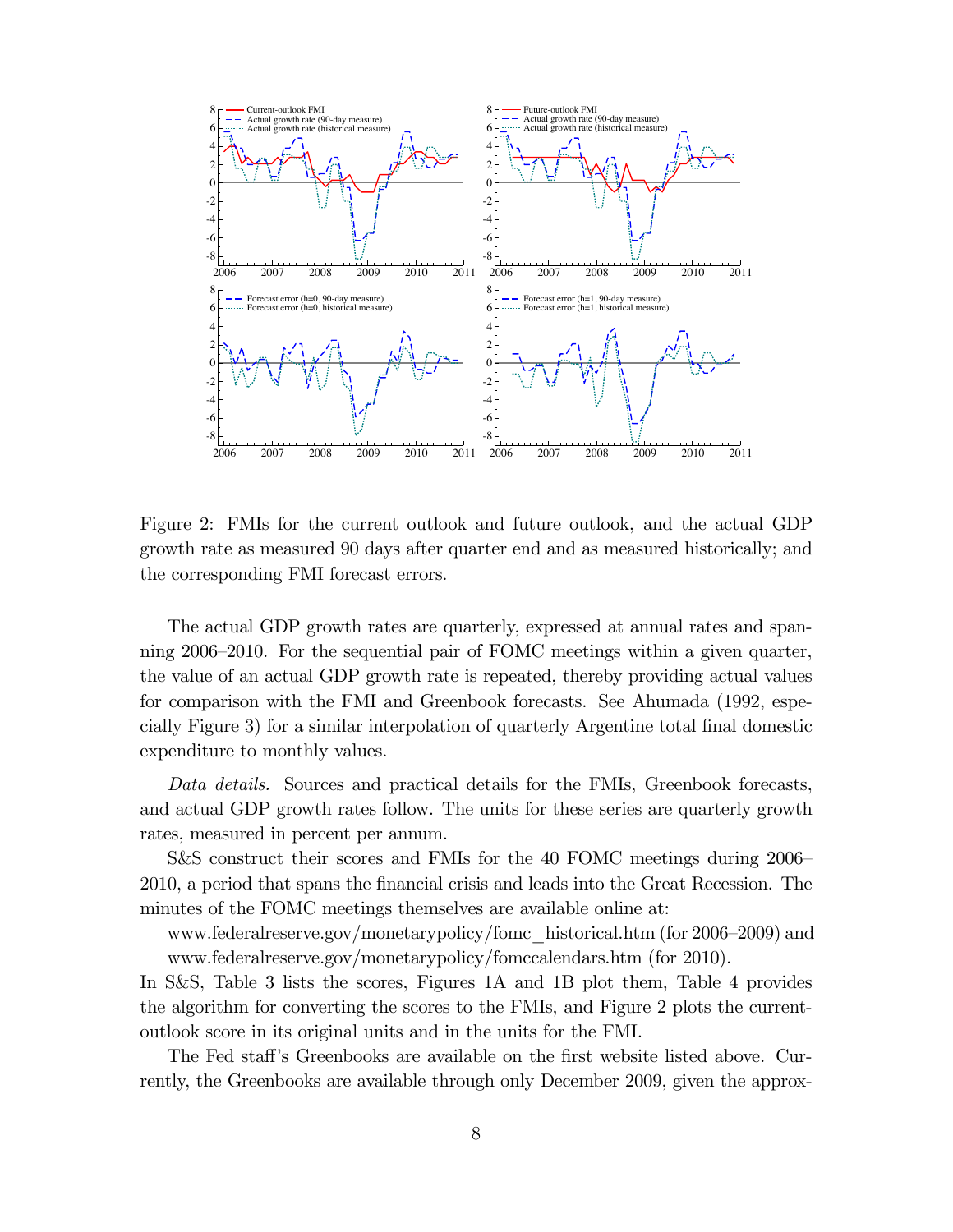Figure 2: FMIs for the current outlook and future outlook, and the actual GDP growth rate as measured 90 days after quarter end and as measured historically; and the corresponding FMI forecast errors.

The actual GDP growth rates are quarterly, expressed at annual rates and spanning 2006–2010. For the sequential pair of FOMC meetings within a given quarter, the value of an actual GDP growth rate is repeated, thereby providing actual values for comparison with the FMI and Greenbook forecasts. See Ahumada (1992, especially Figure 3) for a similar interpolation of quarterly Argentine total final domestic expenditure to monthly values.

*Data details.* Sources and practical details for the FMIs, Greenbook forecasts, and actual GDP growth rates follow. The units for these series are quarterly growth rates, measured in percent per annum.

S&S construct their scores and FMIs for the 40 FOMC meetings during 2006–2010, a period that spans the financial crisis and leads into the Great Recession. The minutes of the FOMC meetings themselves are available online at:

www.federalreserve.gov/monetarypolicy/fomc_historical.htm (for 2006–2009) and
www.federalreserve.gov/monetarypolicy/fomccalendars.htm (for 2010).

In S&S, Table 3 lists the scores, Figures 1A and 1B plot them, Table 4 provides the algorithm for converting the scores to the FMIs, and Figure 2 plots the current-outlook score in its original units and in the units for the FMI.

The Fed staff's Greenbooks are available on the first website listed above. Currently, the Greenbooks are available through only December 2009, given the approx-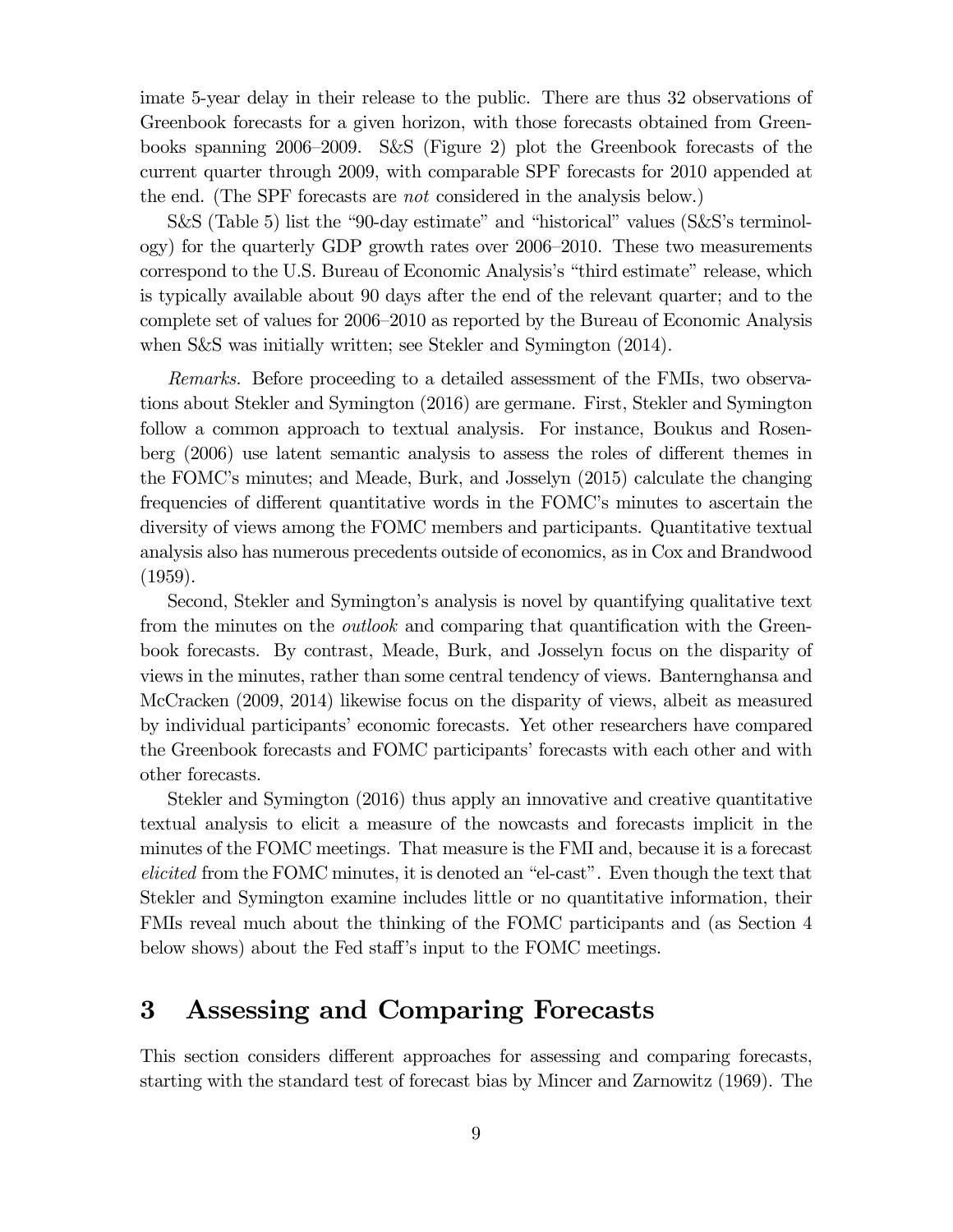imate 5-year delay in their release to the public. There are thus 32 observations of Greenbook forecasts for a given horizon, with those forecasts obtained from Greenbooks spanning 2006–2009. S&S (Figure 2) plot the Greenbook forecasts of the current quarter through 2009, with comparable SPF forecasts for 2010 appended at the end. (The SPF forecasts are *not* considered in the analysis below.)

S&S (Table 5) list the "90-day estimate" and "historical" values (S&S's terminology) for the quarterly GDP growth rates over 2006–2010. These two measurements correspond to the U.S. Bureau of Economic Analysis's "third estimate" release, which is typically available about 90 days after the end of the relevant quarter; and to the complete set of values for 2006–2010 as reported by the Bureau of Economic Analysis when S&S was initially written; see Stekler and Symington (2014).

*Remarks.* Before proceeding to a detailed assessment of the FMIs, two observations about Stekler and Symington (2016) are germane. First, Stekler and Symington follow a common approach to textual analysis. For instance, Boukus and Rosenberg (2006) use latent semantic analysis to assess the roles of different themes in the FOMC's minutes; and Meade, Burk, and Josselyn (2015) calculate the changing frequencies of different quantitative words in the FOMC's minutes to ascertain the diversity of views among the FOMC members and participants. Quantitative textual analysis also has numerous precedents outside of economics, as in Cox and Brandwood (1959).

Second, Stekler and Symington's analysis is novel by quantifying qualitative text from the minutes on the *outlook* and comparing that quantification with the Greenbook forecasts. By contrast, Meade, Burk, and Josselyn focus on the disparity of views in the minutes, rather than some central tendency of views. Banternghansa and McCracken (2009, 2014) likewise focus on the disparity of views, albeit as measured by individual participants' economic forecasts. Yet other researchers have compared the Greenbook forecasts and FOMC participants' forecasts with each other and with other forecasts.

Stekler and Symington (2016) thus apply an innovative and creative quantitative textual analysis to elicit a measure of the nowcasts and forecasts implicit in the minutes of the FOMC meetings. That measure is the FMI and, because it is a forecast *elicited* from the FOMC minutes, it is denoted an "el-cast". Even though the text that Stekler and Symington examine includes little or no quantitative information, their FMIs reveal much about the thinking of the FOMC participants and (as Section 4 below shows) about the Fed staff's input to the FOMC meetings.

## 3 Assessing and Comparing Forecasts

This section considers different approaches for assessing and comparing forecasts, starting with the standard test of forecast bias by Mincer and Zarnowitz (1969). The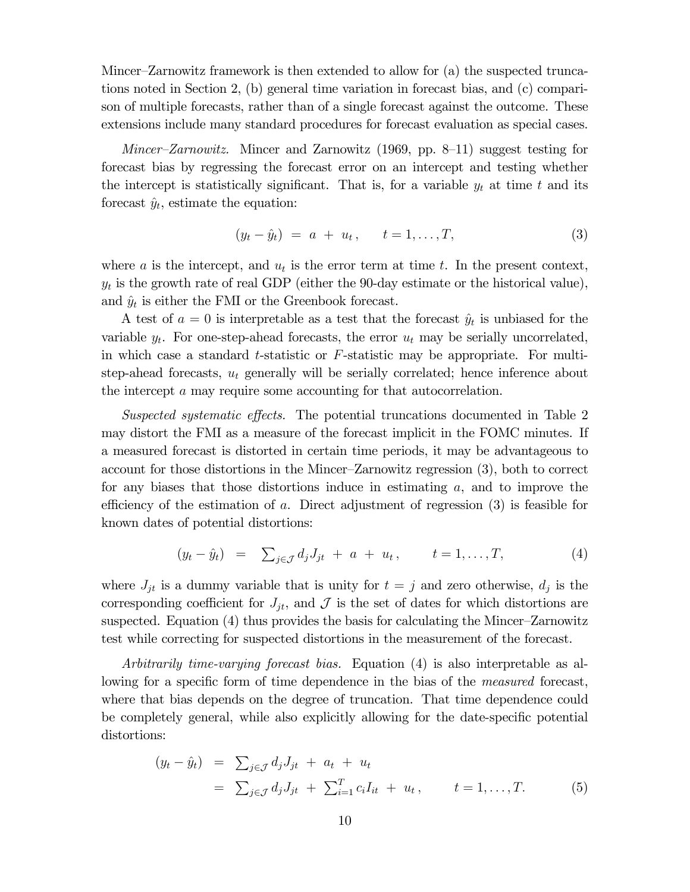Mincer–Zarnowitz framework is then extended to allow for (a) the suspected truncations noted in Section 2, (b) general time variation in forecast bias, and (c) comparison of multiple forecasts, rather than of a single forecast against the outcome. These extensions include many standard procedures for forecast evaluation as special cases.

*Mincer–Zarnowitz.* Mincer and Zarnowitz (1969, pp. 8–11) suggest testing for forecast bias by regressing the forecast error on an intercept and testing whether the intercept is statistically significant. That is, for a variable $y_t$ at time $t$ and its forecast $\hat{y}_t$, estimate the equation:

$$(y_t - \hat{y}_t) \; = \; a \; + \; u_t \, , \qquad t = 1, \ldots, T, \tag{3}$$

where $a$ is the intercept, and $u_t$ is the error term at time $t$. In the present context, $y_t$ is the growth rate of real GDP (either the 90-day estimate or the historical value), and $\hat{y}_t$ is either the FMI or the Greenbook forecast.

A test of $a = 0$ is interpretable as a test that the forecast $\hat{y}_t$ is unbiased for the variable $y_t$. For one-step-ahead forecasts, the error $u_t$ may be serially uncorrelated, in which case a standard $t$-statistic or $F$-statistic may be appropriate. For multi-step-ahead forecasts, $u_t$ generally will be serially correlated; hence inference about the intercept $a$ may require some accounting for that autocorrelation.

*Suspected systematic effects.* The potential truncations documented in Table 2 may distort the FMI as a measure of the forecast implicit in the FOMC minutes. If a measured forecast is distorted in certain time periods, it may be advantageous to account for those distortions in the Mincer–Zarnowitz regression (3), both to correct for any biases that those distortions induce in estimating $a$, and to improve the efficiency of the estimation of $a$. Direct adjustment of regression (3) is feasible for known dates of potential distortions:

$$(y_t - \hat{y}_t) \;\; = \;\; \textstyle\sum_{j \in \mathcal{J}} d_j J_{jt} \; + \; a \; + \; u_t \, , \qquad t = 1, \ldots, T, \tag{4}$$

where $J_{jt}$ is a dummy variable that is unity for $t = j$ and zero otherwise, $d_j$ is the corresponding coefficient for $J_{jt}$, and $\mathcal{J}$ is the set of dates for which distortions are suspected. Equation (4) thus provides the basis for calculating the Mincer–Zarnowitz test while correcting for suspected distortions in the measurement of the forecast.

*Arbitrarily time-varying forecast bias.* Equation (4) is also interpretable as allowing for a specific form of time dependence in the bias of the *measured* forecast, where that bias depends on the degree of truncation. That time dependence could be completely general, while also explicitly allowing for the date-specific potential distortions:

$$\begin{aligned}
(y_t - \hat{y}_t) \;\; &= \;\; \textstyle\sum_{j \in \mathcal{J}} d_j J_{jt} \; + \; a_t \; + \; u_t \\
&= \;\; \textstyle\sum_{j \in \mathcal{J}} d_j J_{jt} \; + \; \sum_{i=1}^{T} c_i I_{it} \; + \; u_t \, , \qquad t = 1, \ldots, T.
\end{aligned} \tag{5}$$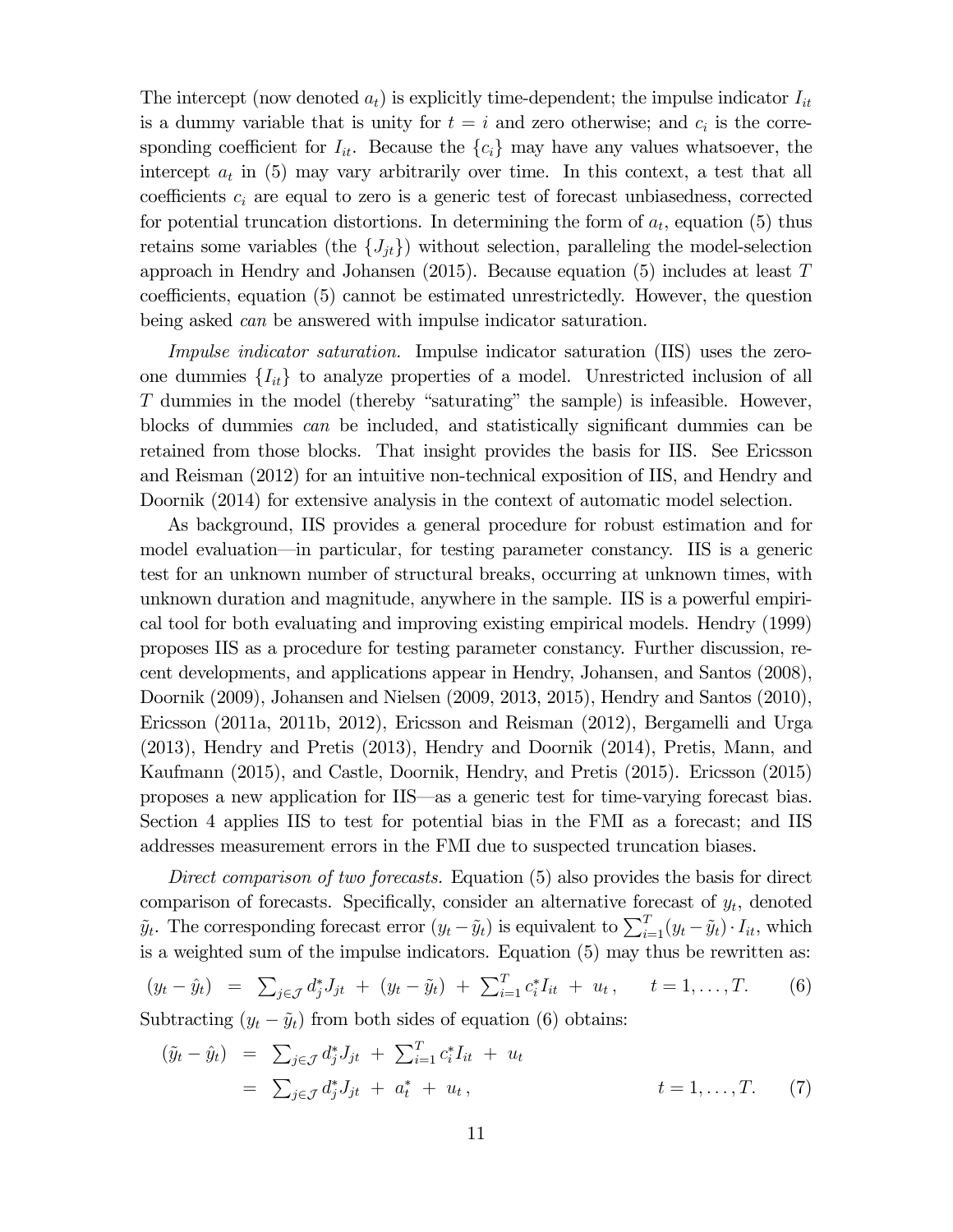The intercept (now denoted $a_t$) is explicitly time-dependent; the impulse indicator $I_{it}$ is a dummy variable that is unity for $t = i$ and zero otherwise; and $c_i$ is the corresponding coefficient for $I_{it}$. Because the $\{c_i\}$ may have any values whatsoever, the intercept $a_t$ in (5) may vary arbitrarily over time. In this context, a test that all coefficients $c_i$ are equal to zero is a generic test of forecast unbiasedness, corrected for potential truncation distortions. In determining the form of $a_t$, equation (5) thus retains some variables (the $\{J_{jt}\}$) without selection, paralleling the model-selection approach in Hendry and Johansen (2015). Because equation (5) includes at least $T$ coefficients, equation (5) cannot be estimated unrestrictedly. However, the question being asked *can* be answered with impulse indicator saturation.

*Impulse indicator saturation.* Impulse indicator saturation (IIS) uses the zero-one dummies $\{I_{it}\}$ to analyze properties of a model. Unrestricted inclusion of all $T$ dummies in the model (thereby "saturating" the sample) is infeasible. However, blocks of dummies *can* be included, and statistically significant dummies can be retained from those blocks. That insight provides the basis for IIS. See Ericsson and Reisman (2012) for an intuitive non-technical exposition of IIS, and Hendry and Doornik (2014) for extensive analysis in the context of automatic model selection.

As background, IIS provides a general procedure for robust estimation and for model evaluation—in particular, for testing parameter constancy. IIS is a generic test for an unknown number of structural breaks, occurring at unknown times, with unknown duration and magnitude, anywhere in the sample. IIS is a powerful empirical tool for both evaluating and improving existing empirical models. Hendry (1999) proposes IIS as a procedure for testing parameter constancy. Further discussion, recent developments, and applications appear in Hendry, Johansen, and Santos (2008), Doornik (2009), Johansen and Nielsen (2009, 2013, 2015), Hendry and Santos (2010), Ericsson (2011a, 2011b, 2012), Ericsson and Reisman (2012), Bergamelli and Urga (2013), Hendry and Pretis (2013), Hendry and Doornik (2014), Pretis, Mann, and Kaufmann (2015), and Castle, Doornik, Hendry, and Pretis (2015). Ericsson (2015) proposes a new application for IIS—as a generic test for time-varying forecast bias. Section 4 applies IIS to test for potential bias in the FMI as a forecast; and IIS addresses measurement errors in the FMI due to suspected truncation biases.

*Direct comparison of two forecasts.* Equation (5) also provides the basis for direct comparison of forecasts. Specifically, consider an alternative forecast of $y_t$, denoted $\tilde{y}_t$. The corresponding forecast error $(y_t - \tilde{y}_t)$ is equivalent to $\sum_{i=1}^{T}(y_t - \tilde{y}_t) \cdot I_{it}$, which is a weighted sum of the impulse indicators. Equation (5) may thus be rewritten as:

$$(y_t - \hat{y}_t) \;=\; \textstyle\sum_{j \in \mathcal{J}} d_j^* J_{jt} \;+\; (y_t - \tilde{y}_t) \;+\; \sum_{i=1}^{T} c_i^* I_{it} \;+\; u_t\,, \qquad t = 1, \ldots, T. \tag{6}$$

Subtracting $(y_t - \tilde{y}_t)$ from both sides of equation (6) obtains:

$$\begin{aligned}
(\tilde{y}_t - \hat{y}_t) \;&=\; \textstyle\sum_{j \in \mathcal{J}} d_j^* J_{jt} \;+\; \sum_{i=1}^{T} c_i^* I_{it} \;+\; u_t \\
&=\; \textstyle\sum_{j \in \mathcal{J}} d_j^* J_{jt} \;+\; a_t^* \;+\; u_t\,, \qquad\qquad t = 1, \ldots, T.
\end{aligned} \tag{7}$$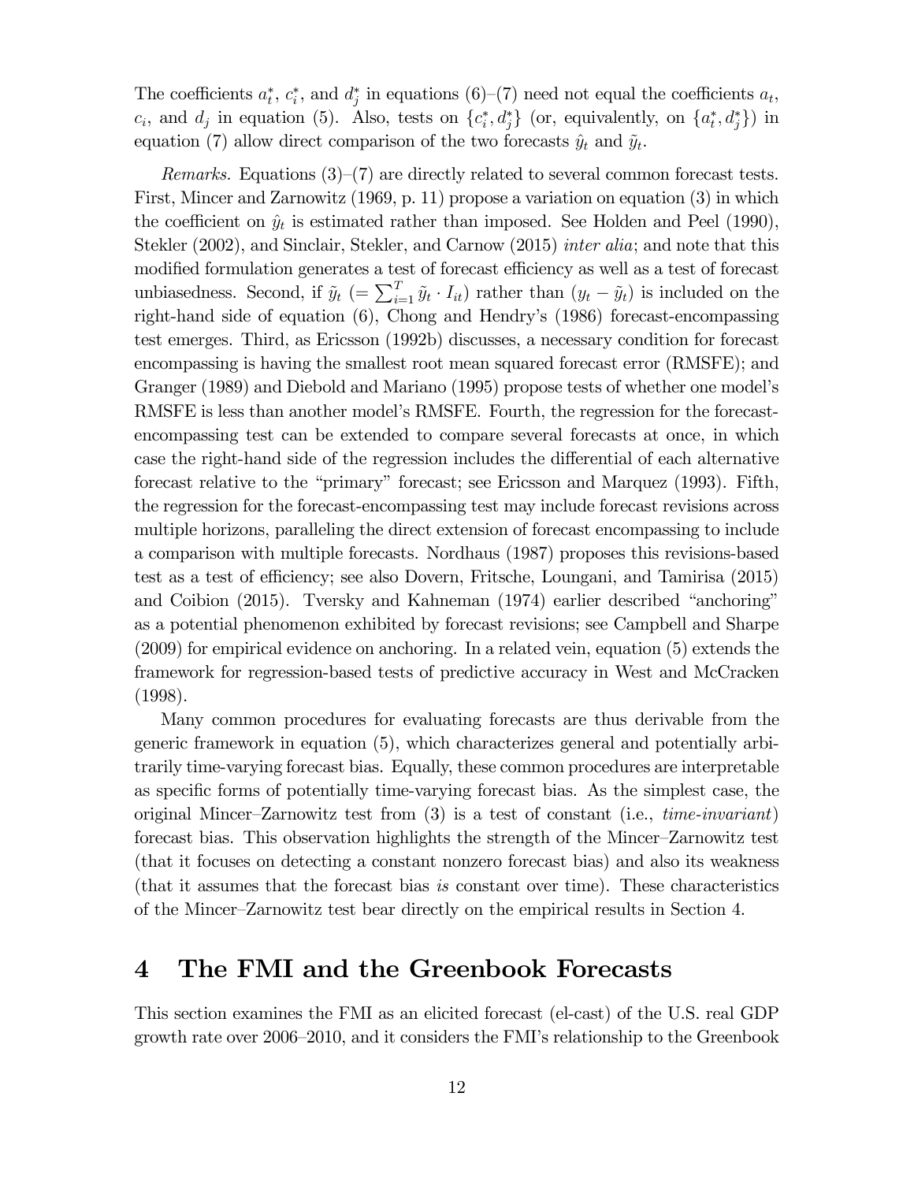The coefficients $a_t^*$, $c_i^*$, and $d_j^*$ in equations (6)–(7) need not equal the coefficients $a_t$, $c_i$, and $d_j$ in equation (5). Also, tests on $\{c_i^*, d_j^*\}$ (or, equivalently, on $\{a_t^*, d_j^*\}$) in equation (7) allow direct comparison of the two forecasts $\hat{y}_t$ and $\tilde{y}_t$.

*Remarks.* Equations (3)–(7) are directly related to several common forecast tests. First, Mincer and Zarnowitz (1969, p. 11) propose a variation on equation (3) in which the coefficient on $\hat{y}_t$ is estimated rather than imposed. See Holden and Peel (1990), Stekler (2002), and Sinclair, Stekler, and Carnow (2015) *inter alia*; and note that this modified formulation generates a test of forecast efficiency as well as a test of forecast unbiasedness. Second, if $\tilde{y}_t$ ($= \sum_{i=1}^{T} \tilde{y}_t \cdot I_{it}$) rather than $(y_t - \tilde{y}_t)$ is included on the right-hand side of equation (6), Chong and Hendry's (1986) forecast-encompassing test emerges. Third, as Ericsson (1992b) discusses, a necessary condition for forecast encompassing is having the smallest root mean squared forecast error (RMSFE); and Granger (1989) and Diebold and Mariano (1995) propose tests of whether one model's RMSFE is less than another model's RMSFE. Fourth, the regression for the forecast-encompassing test can be extended to compare several forecasts at once, in which case the right-hand side of the regression includes the differential of each alternative forecast relative to the "primary" forecast; see Ericsson and Marquez (1993). Fifth, the regression for the forecast-encompassing test may include forecast revisions across multiple horizons, paralleling the direct extension of forecast encompassing to include a comparison with multiple forecasts. Nordhaus (1987) proposes this revisions-based test as a test of efficiency; see also Dovern, Fritsche, Loungani, and Tamirisa (2015) and Coibion (2015). Tversky and Kahneman (1974) earlier described "anchoring" as a potential phenomenon exhibited by forecast revisions; see Campbell and Sharpe (2009) for empirical evidence on anchoring. In a related vein, equation (5) extends the framework for regression-based tests of predictive accuracy in West and McCracken (1998).

Many common procedures for evaluating forecasts are thus derivable from the generic framework in equation (5), which characterizes general and potentially arbitrarily time-varying forecast bias. Equally, these common procedures are interpretable as specific forms of potentially time-varying forecast bias. As the simplest case, the original Mincer–Zarnowitz test from (3) is a test of constant (i.e., *time-invariant*) forecast bias. This observation highlights the strength of the Mincer–Zarnowitz test (that it focuses on detecting a constant nonzero forecast bias) and also its weakness (that it assumes that the forecast bias *is* constant over time). These characteristics of the Mincer–Zarnowitz test bear directly on the empirical results in Section 4.

# 4 The FMI and the Greenbook Forecasts

This section examines the FMI as an elicited forecast (el-cast) of the U.S. real GDP growth rate over 2006–2010, and it considers the FMI's relationship to the Greenbook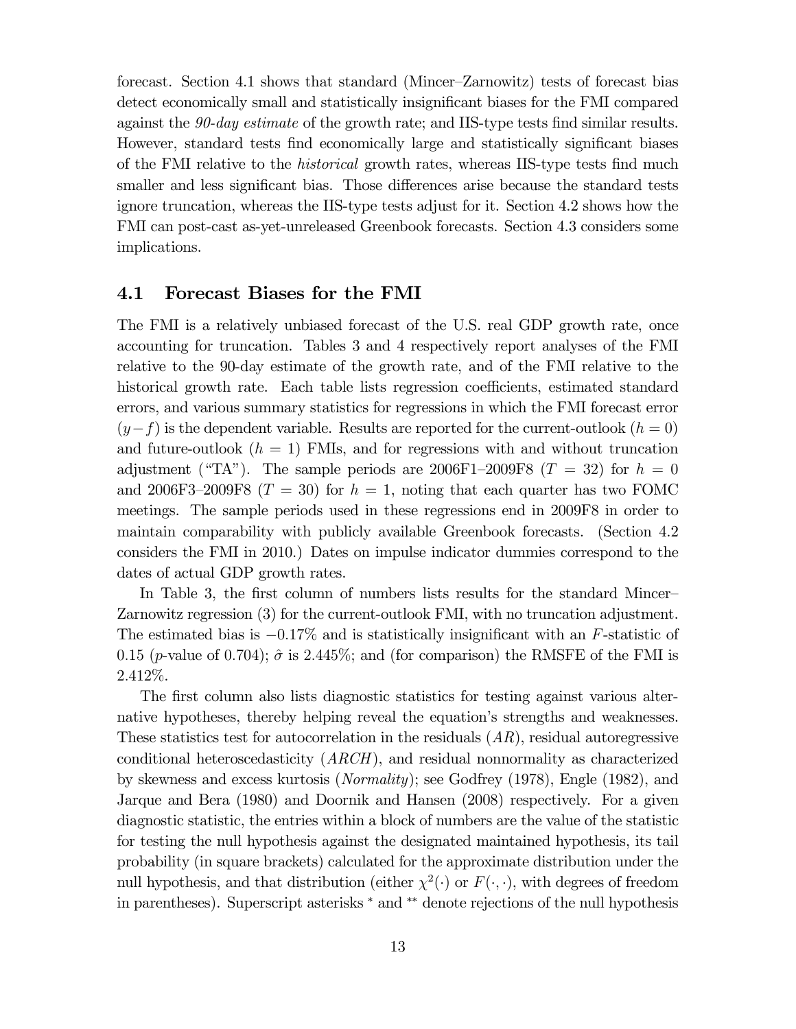forecast. Section 4.1 shows that standard (Mincer–Zarnowitz) tests of forecast bias detect economically small and statistically insignificant biases for the FMI compared against the *90-day estimate* of the growth rate; and IIS-type tests find similar results. However, standard tests find economically large and statistically significant biases of the FMI relative to the *historical* growth rates, whereas IIS-type tests find much smaller and less significant bias. Those differences arise because the standard tests ignore truncation, whereas the IIS-type tests adjust for it. Section 4.2 shows how the FMI can post-cast as-yet-unreleased Greenbook forecasts. Section 4.3 considers some implications.

## 4.1 Forecast Biases for the FMI

The FMI is a relatively unbiased forecast of the U.S. real GDP growth rate, once accounting for truncation. Tables 3 and 4 respectively report analyses of the FMI relative to the 90-day estimate of the growth rate, and of the FMI relative to the historical growth rate. Each table lists regression coefficients, estimated standard errors, and various summary statistics for regressions in which the FMI forecast error $(y - f)$ is the dependent variable. Results are reported for the current-outlook $(h = 0)$ and future-outlook $(h = 1)$ FMIs, and for regressions with and without truncation adjustment ("TA"). The sample periods are 2006F1–2009F8 $(T = 32)$ for $h = 0$ and 2006F3–2009F8 $(T = 30)$ for $h = 1$, noting that each quarter has two FOMC meetings. The sample periods used in these regressions end in 2009F8 in order to maintain comparability with publicly available Greenbook forecasts. (Section 4.2 considers the FMI in 2010.) Dates on impulse indicator dummies correspond to the dates of actual GDP growth rates.

In Table 3, the first column of numbers lists results for the standard Mincer–Zarnowitz regression (3) for the current-outlook FMI, with no truncation adjustment. The estimated bias is $-0.17\%$ and is statistically insignificant with an $F$-statistic of 0.15 ($p$-value of 0.704); $\hat{\sigma}$ is 2.445%; and (for comparison) the RMSFE of the FMI is 2.412%.

The first column also lists diagnostic statistics for testing against various alternative hypotheses, thereby helping reveal the equation's strengths and weaknesses. These statistics test for autocorrelation in the residuals ($AR$), residual autoregressive conditional heteroscedasticity ($ARCH$), and residual nonnormality as characterized by skewness and excess kurtosis (*Normality*); see Godfrey (1978), Engle (1982), and Jarque and Bera (1980) and Doornik and Hansen (2008) respectively. For a given diagnostic statistic, the entries within a block of numbers are the value of the statistic for testing the null hypothesis against the designated maintained hypothesis, its tail probability (in square brackets) calculated for the approximate distribution under the null hypothesis, and that distribution (either $\chi^2(\cdot)$ or $F(\cdot, \cdot)$, with degrees of freedom in parentheses). Superscript asterisks $^*$ and $^{**}$ denote rejections of the null hypothesis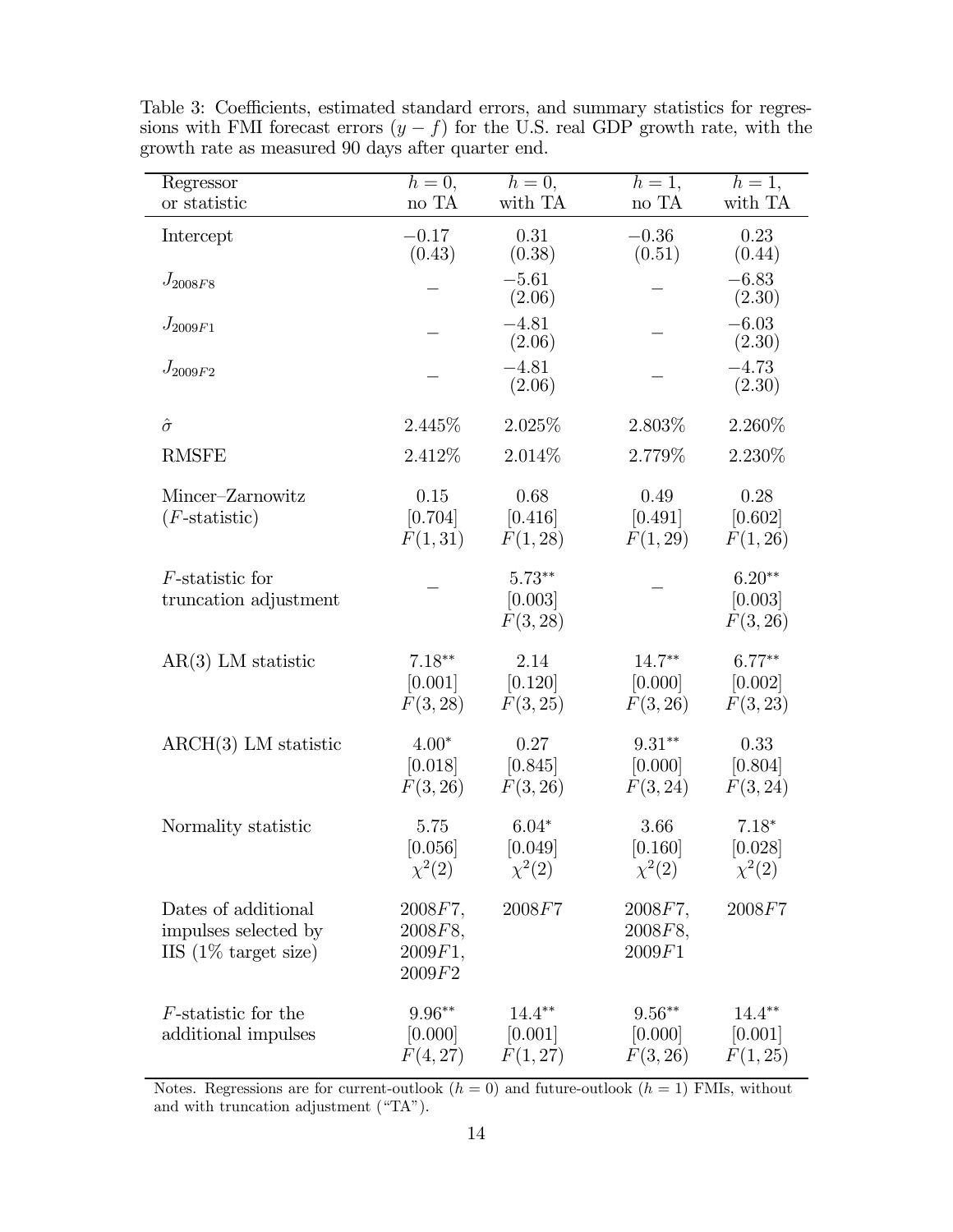Table 3: Coefficients, estimated standard errors, and summary statistics for regressions with FMI forecast errors $(y - f)$ for the U.S. real GDP growth rate, with the growth rate as measured 90 days after quarter end.

| Regressor or statistic | $h = 0$, no TA | $h = 0$, with TA | $h = 1$, no TA | $h = 1$, with TA |
|---|---|---|---|---|
| Intercept | $-0.17$ (0.43) | 0.31 (0.38) | $-0.36$ (0.51) | 0.23 (0.44) |
| $J_{2008F8}$ | – | $-5.61$ (2.06) | – | $-6.83$ (2.30) |
| $J_{2009F1}$ | – | $-4.81$ (2.06) | – | $-6.03$ (2.30) |
| $J_{2009F2}$ | – | $-4.81$ (2.06) | – | $-4.73$ (2.30) |
| $\hat{\sigma}$ | 2.445% | 2.025% | 2.803% | 2.260% |
| RMSFE | 2.412% | 2.014% | 2.779% | 2.230% |
| Mincer–Zarnowitz ($F$-statistic) | 0.15 [0.704] $F(1,31)$ | 0.68 [0.416] $F(1,28)$ | 0.49 [0.491] $F(1,29)$ | 0.28 [0.602] $F(1,26)$ |
| $F$-statistic for truncation adjustment | – | $5.73^{**}$ [0.003] $F(3,28)$ | – | $6.20^{**}$ [0.003] $F(3,26)$ |
| AR(3) LM statistic | $7.18^{**}$ [0.001] $F(3,28)$ | 2.14 [0.120] $F(3,25)$ | $14.7^{**}$ [0.000] $F(3,26)$ | $6.77^{**}$ [0.002] $F(3,23)$ |
| ARCH(3) LM statistic | $4.00^{*}$ [0.018] $F(3,26)$ | 0.27 [0.845] $F(3,26)$ | $9.31^{**}$ [0.000] $F(3,24)$ | 0.33 [0.804] $F(3,24)$ |
| Normality statistic | 5.75 [0.056] $\chi^2(2)$ | $6.04^{*}$ [0.049] $\chi^2(2)$ | 3.66 [0.160] $\chi^2(2)$ | $7.18^{*}$ [0.028] $\chi^2(2)$ |
| Dates of additional impulses selected by IIS (1% target size) | 2008$F$7, 2008$F$8, 2009$F$1, 2009$F$2 | 2008$F$7 | 2008$F$7, 2008$F$8, 2009$F$1 | 2008$F$7 |
| $F$-statistic for the additional impulses | $9.96^{**}$ [0.000] $F(4,27)$ | $14.4^{**}$ [0.001] $F(1,27)$ | $9.56^{**}$ [0.000] $F(3,26)$ | $14.4^{**}$ [0.001] $F(1,25)$ |

Notes. Regressions are for current-outlook ($h = 0$) and future-outlook ($h = 1$) FMIs, without and with truncation adjustment ("TA").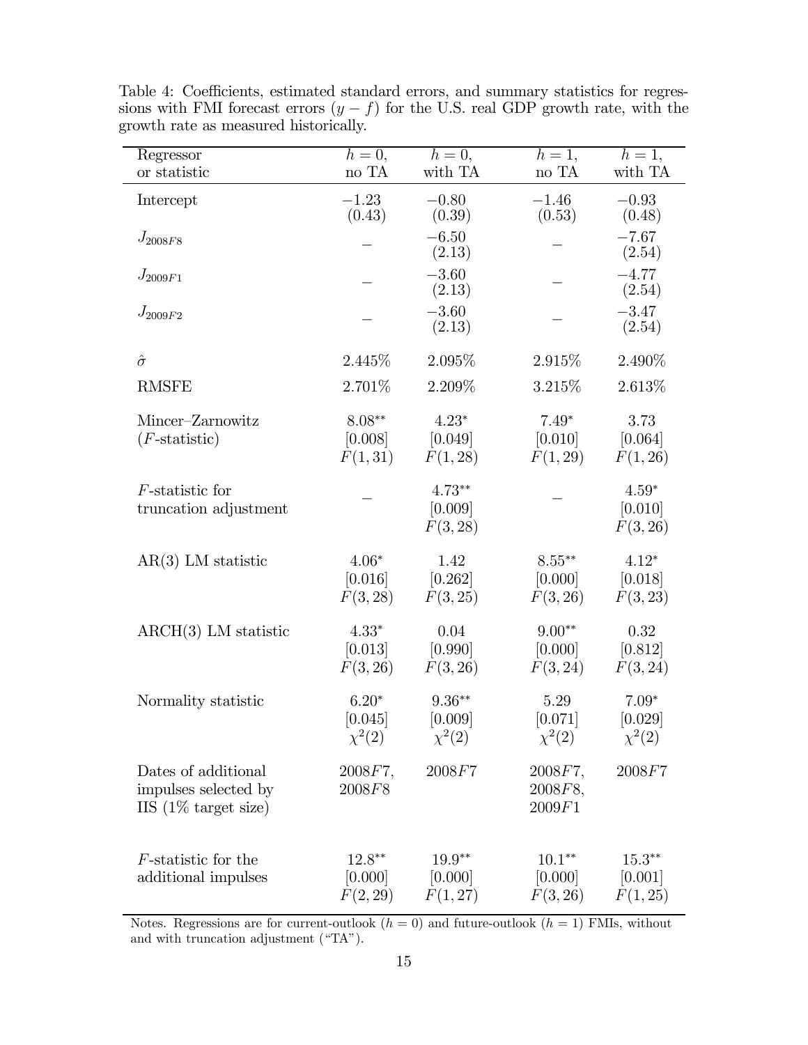Table 4: Coefficients, estimated standard errors, and summary statistics for regressions with FMI forecast errors $(y - f)$ for the U.S. real GDP growth rate, with the growth rate as measured historically.

| Regressor or statistic | $h = 0$, no TA | $h = 0$, with TA | $h = 1$, no TA | $h = 1$, with TA |
|---|---|---|---|---|
| Intercept | $-1.23$ (0.43) | $-0.80$ (0.39) | $-1.46$ (0.53) | $-0.93$ (0.48) |
| $J_{2008F8}$ | – | $-6.50$ (2.13) | – | $-7.67$ (2.54) |
| $J_{2009F1}$ | – | $-3.60$ (2.13) | – | $-4.77$ (2.54) |
| $J_{2009F2}$ | – | $-3.60$ (2.13) | – | $-3.47$ (2.54) |
| $\hat{\sigma}$ | 2.445% | 2.095% | 2.915% | 2.490% |
| RMSFE | 2.701% | 2.209% | 3.215% | 2.613% |
| Mincer–Zarnowitz ($F$-statistic) | $8.08^{**}$ [0.008] $F(1, 31)$ | $4.23^{*}$ [0.049] $F(1, 28)$ | $7.49^{*}$ [0.010] $F(1, 29)$ | 3.73 [0.064] $F(1, 26)$ |
| $F$-statistic for truncation adjustment | – | $4.73^{**}$ [0.009] $F(3, 28)$ | – | $4.59^{*}$ [0.010] $F(3, 26)$ |
| AR(3) LM statistic | $4.06^{*}$ [0.016] $F(3, 28)$ | 1.42 [0.262] $F(3, 25)$ | $8.55^{**}$ [0.000] $F(3, 26)$ | $4.12^{*}$ [0.018] $F(3, 23)$ |
| ARCH(3) LM statistic | $4.33^{*}$ [0.013] $F(3, 26)$ | 0.04 [0.990] $F(3, 26)$ | $9.00^{**}$ [0.000] $F(3, 24)$ | 0.32 [0.812] $F(3, 24)$ |
| Normality statistic | $6.20^{*}$ [0.045] $\chi^2(2)$ | $9.36^{**}$ [0.009] $\chi^2(2)$ | 5.29 [0.071] $\chi^2(2)$ | $7.09^{*}$ [0.029] $\chi^2(2)$ |
| Dates of additional impulses selected by IIS (1% target size) | 2008*F*7, 2008*F*8 | 2008*F*7 | 2008*F*7, 2008*F*8, 2009*F*1 | 2008*F*7 |
| $F$-statistic for the additional impulses | $12.8^{**}$ [0.000] $F(2, 29)$ | $19.9^{**}$ [0.000] $F(1, 27)$ | $10.1^{**}$ [0.000] $F(3, 26)$ | $15.3^{**}$ [0.001] $F(1, 25)$ |

Notes. Regressions are for current-outlook ($h = 0$) and future-outlook ($h = 1$) FMIs, without and with truncation adjustment ("TA").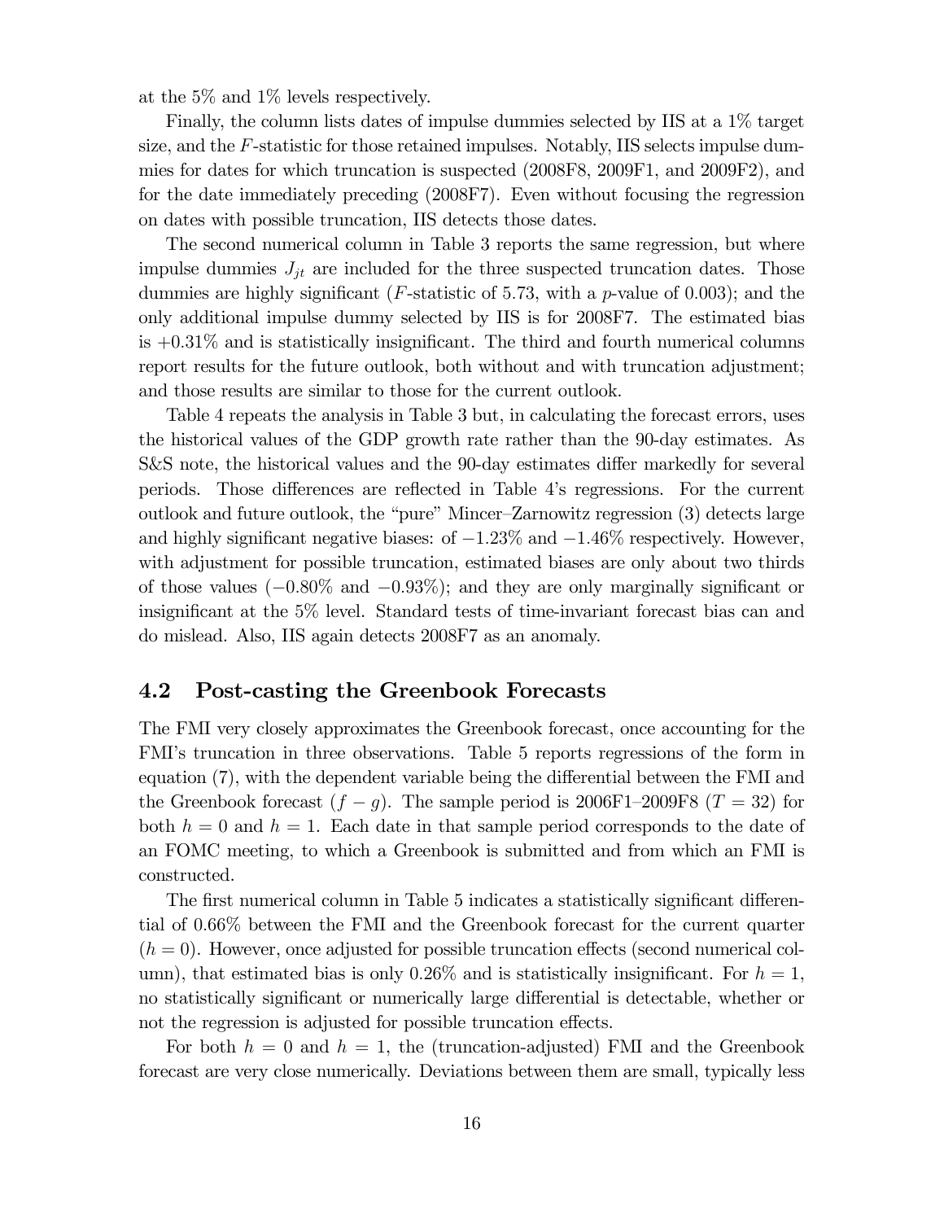at the 5% and 1% levels respectively.

Finally, the column lists dates of impulse dummies selected by IIS at a 1% target size, and the $F$-statistic for those retained impulses. Notably, IIS selects impulse dummies for dates for which truncation is suspected (2008F8, 2009F1, and 2009F2), and for the date immediately preceding (2008F7). Even without focusing the regression on dates with possible truncation, IIS detects those dates.

The second numerical column in Table 3 reports the same regression, but where impulse dummies $J_{jt}$ are included for the three suspected truncation dates. Those dummies are highly significant ($F$-statistic of 5.73, with a $p$-value of 0.003); and the only additional impulse dummy selected by IIS is for 2008F7. The estimated bias is +0.31% and is statistically insignificant. The third and fourth numerical columns report results for the future outlook, both without and with truncation adjustment; and those results are similar to those for the current outlook.

Table 4 repeats the analysis in Table 3 but, in calculating the forecast errors, uses the historical values of the GDP growth rate rather than the 90-day estimates. As S&S note, the historical values and the 90-day estimates differ markedly for several periods. Those differences are reflected in Table 4's regressions. For the current outlook and future outlook, the "pure" Mincer–Zarnowitz regression (3) detects large and highly significant negative biases: of −1.23% and −1.46% respectively. However, with adjustment for possible truncation, estimated biases are only about two thirds of those values (−0.80% and −0.93%); and they are only marginally significant or insignificant at the 5% level. Standard tests of time-invariant forecast bias can and do mislead. Also, IIS again detects 2008F7 as an anomaly.

## 4.2 Post-casting the Greenbook Forecasts

The FMI very closely approximates the Greenbook forecast, once accounting for the FMI's truncation in three observations. Table 5 reports regressions of the form in equation (7), with the dependent variable being the differential between the FMI and the Greenbook forecast ($f - g$). The sample period is 2006F1–2009F8 ($T = 32$) for both $h = 0$ and $h = 1$. Each date in that sample period corresponds to the date of an FOMC meeting, to which a Greenbook is submitted and from which an FMI is constructed.

The first numerical column in Table 5 indicates a statistically significant differential of 0.66% between the FMI and the Greenbook forecast for the current quarter ($h = 0$). However, once adjusted for possible truncation effects (second numerical column), that estimated bias is only 0.26% and is statistically insignificant. For $h = 1$, no statistically significant or numerically large differential is detectable, whether or not the regression is adjusted for possible truncation effects.

For both $h = 0$ and $h = 1$, the (truncation-adjusted) FMI and the Greenbook forecast are very close numerically. Deviations between them are small, typically less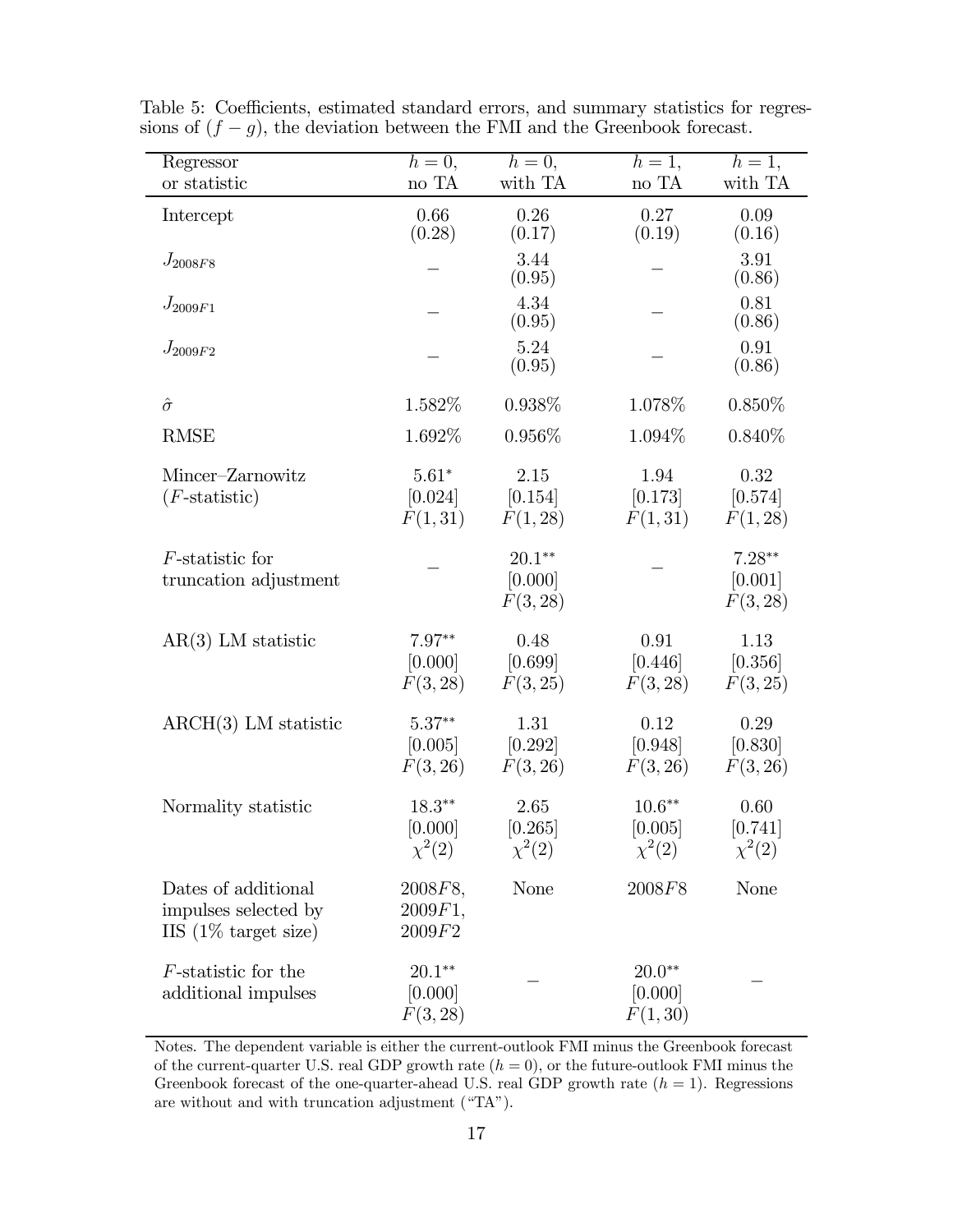Table 5: Coefficients, estimated standard errors, and summary statistics for regressions of $(f - g)$, the deviation between the FMI and the Greenbook forecast.

| Regressor or statistic | $h = 0$, no TA | $h = 0$, with TA | $h = 1$, no TA | $h = 1$, with TA |
|---|---|---|---|---|
| Intercept | 0.66 (0.28) | 0.26 (0.17) | 0.27 (0.19) | 0.09 (0.16) |
| $J_{2008F8}$ | – | 3.44 (0.95) | – | 3.91 (0.86) |
| $J_{2009F1}$ | – | 4.34 (0.95) | – | 0.81 (0.86) |
| $J_{2009F2}$ | – | 5.24 (0.95) | – | 0.91 (0.86) |
| $\hat{\sigma}$ | 1.582% | 0.938% | 1.078% | 0.850% |
| RMSE | 1.692% | 0.956% | 1.094% | 0.840% |
| Mincer–Zarnowitz ($F$-statistic) | $5.61^{*}$ [0.024] $F(1,31)$ | 2.15 [0.154] $F(1,28)$ | 1.94 [0.173] $F(1,31)$ | 0.32 [0.574] $F(1,28)$ |
| $F$-statistic for truncation adjustment | – | $20.1^{**}$ [0.000] $F(3,28)$ | – | $7.28^{**}$ [0.001] $F(3,28)$ |
| AR(3) LM statistic | $7.97^{**}$ [0.000] $F(3,28)$ | 0.48 [0.699] $F(3,25)$ | 0.91 [0.446] $F(3,28)$ | 1.13 [0.356] $F(3,25)$ |
| ARCH(3) LM statistic | $5.37^{**}$ [0.005] $F(3,26)$ | 1.31 [0.292] $F(3,26)$ | 0.12 [0.948] $F(3,26)$ | 0.29 [0.830] $F(3,26)$ |
| Normality statistic | $18.3^{**}$ [0.000] $\chi^2(2)$ | 2.65 [0.265] $\chi^2(2)$ | $10.6^{**}$ [0.005] $\chi^2(2)$ | 0.60 [0.741] $\chi^2(2)$ |
| Dates of additional impulses selected by IIS (1% target size) | $2008F8$, $2009F1$, $2009F2$ | None | $2008F8$ | None |
| $F$-statistic for the additional impulses | $20.1^{**}$ [0.000] $F(3,28)$ | – | $20.0^{**}$ [0.000] $F(1,30)$ | – |

Notes. The dependent variable is either the current-outlook FMI minus the Greenbook forecast of the current-quarter U.S. real GDP growth rate ($h = 0$), or the future-outlook FMI minus the Greenbook forecast of the one-quarter-ahead U.S. real GDP growth rate ($h = 1$). Regressions are without and with truncation adjustment ("TA").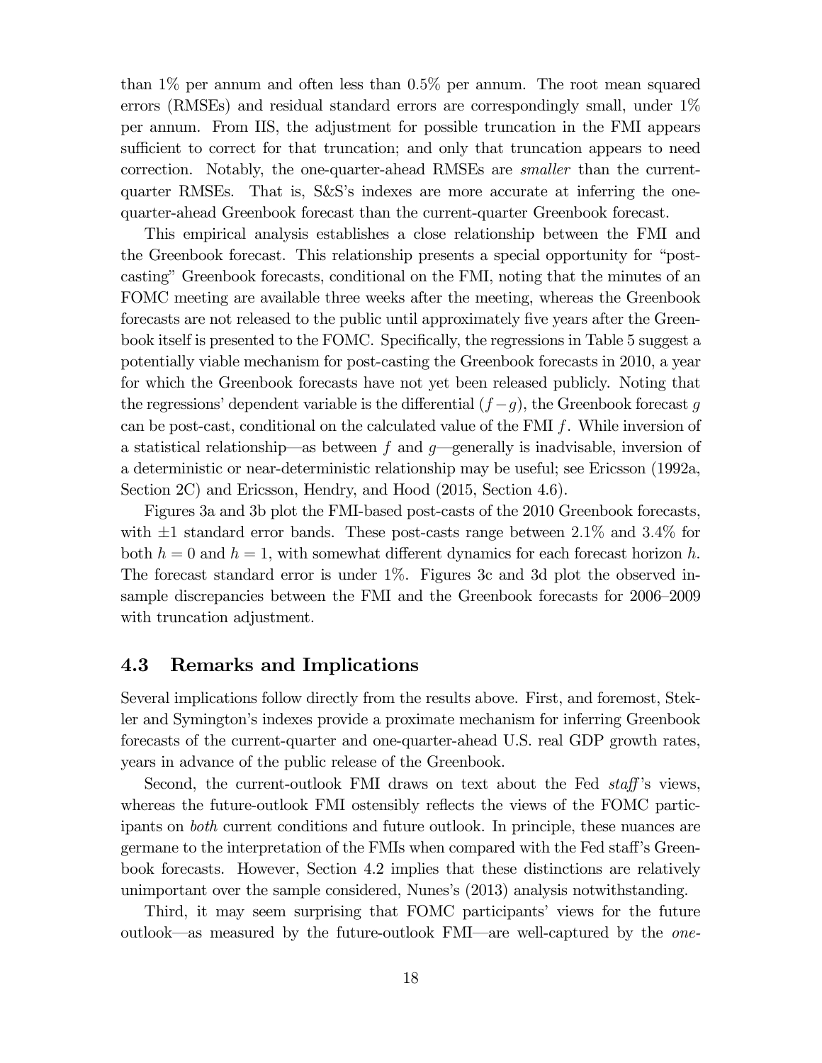than 1% per annum and often less than 0.5% per annum. The root mean squared errors (RMSEs) and residual standard errors are correspondingly small, under 1% per annum. From IIS, the adjustment for possible truncation in the FMI appears sufficient to correct for that truncation; and only that truncation appears to need correction. Notably, the one-quarter-ahead RMSEs are *smaller* than the current-quarter RMSEs. That is, S&S's indexes are more accurate at inferring the one-quarter-ahead Greenbook forecast than the current-quarter Greenbook forecast.

This empirical analysis establishes a close relationship between the FMI and the Greenbook forecast. This relationship presents a special opportunity for "post-casting" Greenbook forecasts, conditional on the FMI, noting that the minutes of an FOMC meeting are available three weeks after the meeting, whereas the Greenbook forecasts are not released to the public until approximately five years after the Greenbook itself is presented to the FOMC. Specifically, the regressions in Table 5 suggest a potentially viable mechanism for post-casting the Greenbook forecasts in 2010, a year for which the Greenbook forecasts have not yet been released publicly. Noting that the regressions' dependent variable is the differential $(f-g)$, the Greenbook forecast $g$ can be post-cast, conditional on the calculated value of the FMI $f$. While inversion of a statistical relationship—as between $f$ and $g$—generally is inadvisable, inversion of a deterministic or near-deterministic relationship may be useful; see Ericsson (1992a, Section 2C) and Ericsson, Hendry, and Hood (2015, Section 4.6).

Figures 3a and 3b plot the FMI-based post-casts of the 2010 Greenbook forecasts, with $\pm 1$ standard error bands. These post-casts range between 2.1% and 3.4% for both $h = 0$ and $h = 1$, with somewhat different dynamics for each forecast horizon $h$. The forecast standard error is under 1%. Figures 3c and 3d plot the observed in-sample discrepancies between the FMI and the Greenbook forecasts for 2006–2009 with truncation adjustment.

## 4.3 Remarks and Implications

Several implications follow directly from the results above. First, and foremost, Stekler and Symington's indexes provide a proximate mechanism for inferring Greenbook forecasts of the current-quarter and one-quarter-ahead U.S. real GDP growth rates, years in advance of the public release of the Greenbook.

Second, the current-outlook FMI draws on text about the Fed *staff*'s views, whereas the future-outlook FMI ostensibly reflects the views of the FOMC participants on *both* current conditions and future outlook. In principle, these nuances are germane to the interpretation of the FMIs when compared with the Fed staff's Greenbook forecasts. However, Section 4.2 implies that these distinctions are relatively unimportant over the sample considered, Nunes's (2013) analysis notwithstanding.

Third, it may seem surprising that FOMC participants' views for the future outlook—as measured by the future-outlook FMI—are well-captured by the *one-*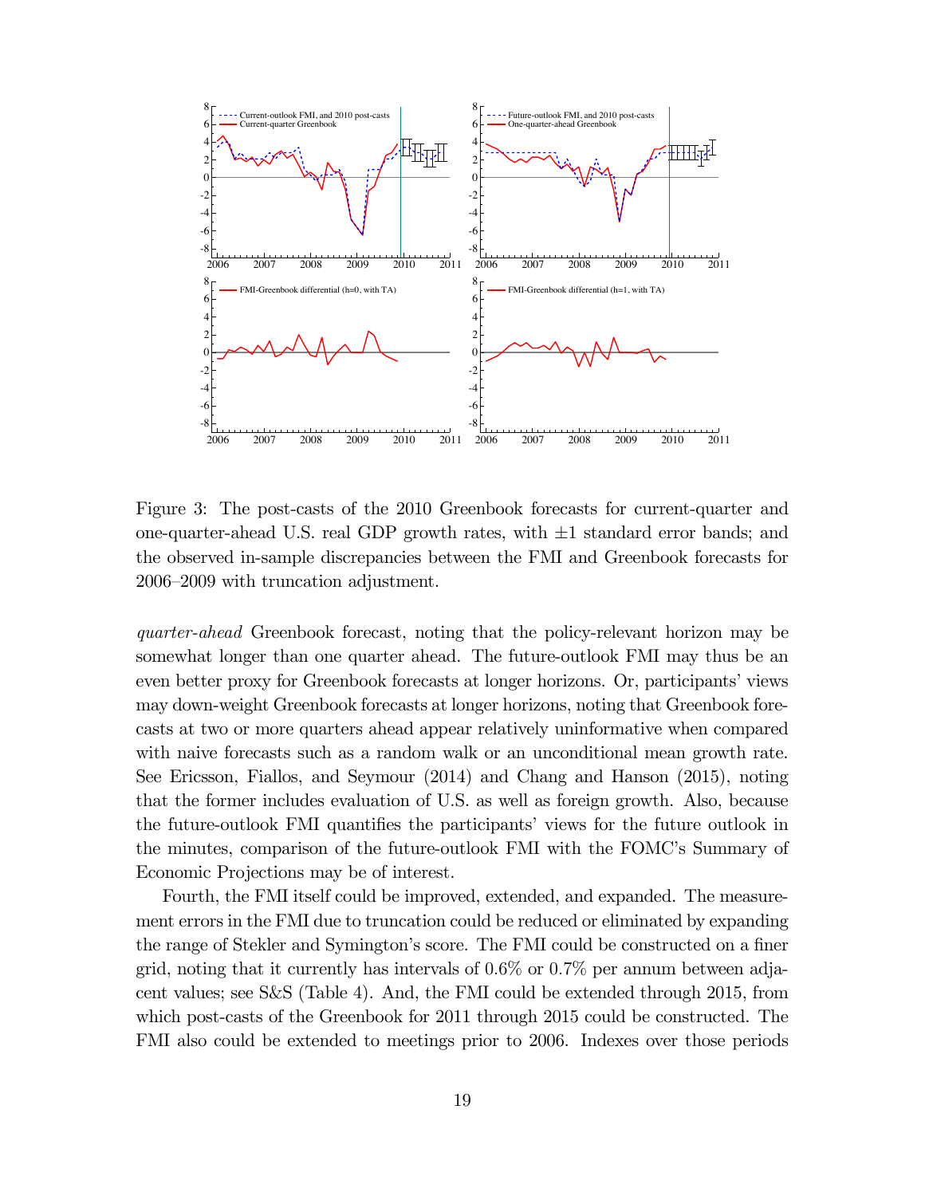Figure 3: The post-casts of the 2010 Greenbook forecasts for current-quarter and one-quarter-ahead U.S. real GDP growth rates, with ±1 standard error bands; and the observed in-sample discrepancies between the FMI and Greenbook forecasts for 2006–2009 with truncation adjustment.

*quarter-ahead* Greenbook forecast, noting that the policy-relevant horizon may be somewhat longer than one quarter ahead. The future-outlook FMI may thus be an even better proxy for Greenbook forecasts at longer horizons. Or, participants' views may down-weight Greenbook forecasts at longer horizons, noting that Greenbook forecasts at two or more quarters ahead appear relatively uninformative when compared with naive forecasts such as a random walk or an unconditional mean growth rate. See Ericsson, Fiallos, and Seymour (2014) and Chang and Hanson (2015), noting that the former includes evaluation of U.S. as well as foreign growth. Also, because the future-outlook FMI quantifies the participants' views for the future outlook in the minutes, comparison of the future-outlook FMI with the FOMC's Summary of Economic Projections may be of interest.

Fourth, the FMI itself could be improved, extended, and expanded. The measurement errors in the FMI due to truncation could be reduced or eliminated by expanding the range of Stekler and Symington's score. The FMI could be constructed on a finer grid, noting that it currently has intervals of 0.6% or 0.7% per annum between adjacent values; see S&S (Table 4). And, the FMI could be extended through 2015, from which post-casts of the Greenbook for 2011 through 2015 could be constructed. The FMI also could be extended to meetings prior to 2006. Indexes over those periods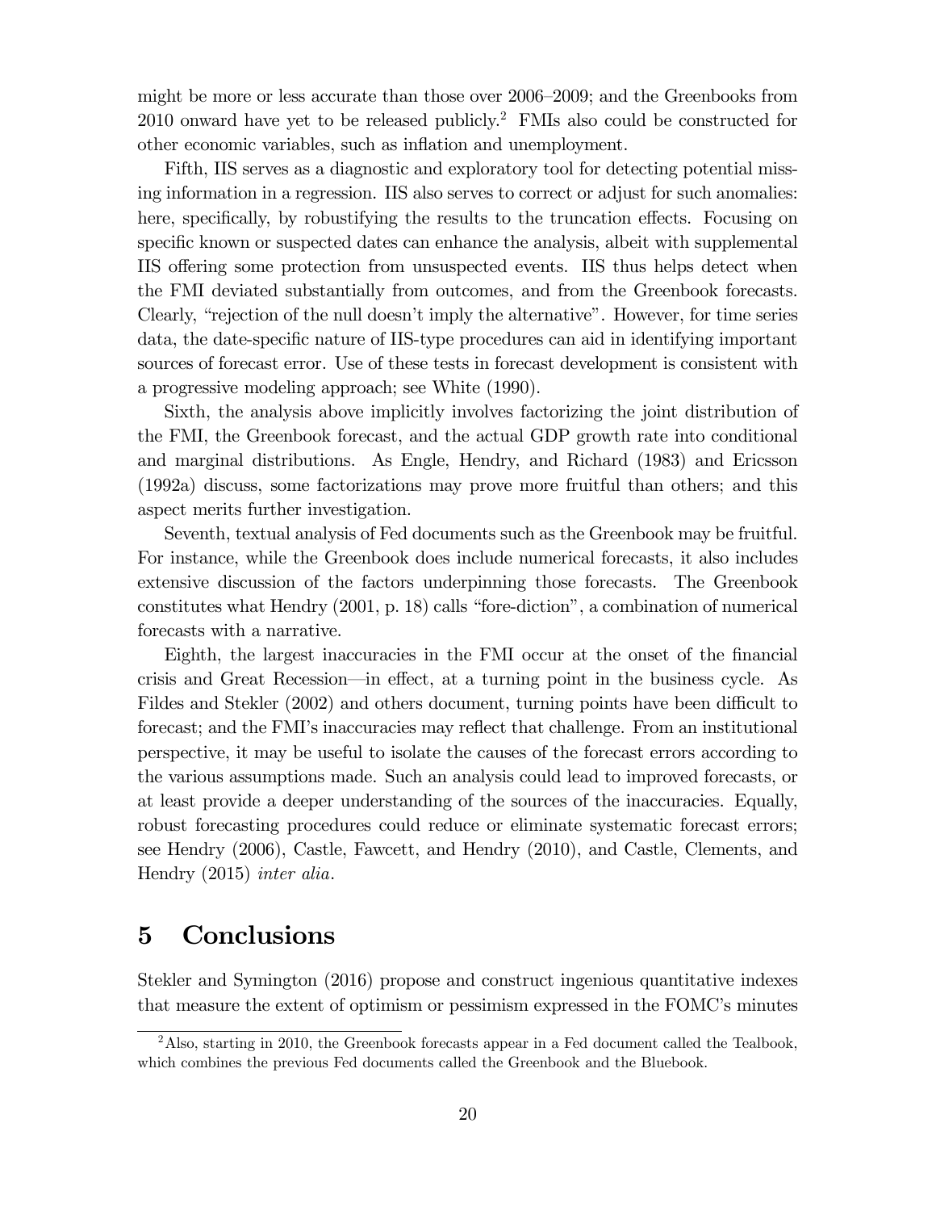might be more or less accurate than those over 2006–2009; and the Greenbooks from 2010 onward have yet to be released publicly.[2] FMIs also could be constructed for other economic variables, such as inflation and unemployment.

Fifth, IIS serves as a diagnostic and exploratory tool for detecting potential missing information in a regression. IIS also serves to correct or adjust for such anomalies: here, specifically, by robustifying the results to the truncation effects. Focusing on specific known or suspected dates can enhance the analysis, albeit with supplemental IIS offering some protection from unsuspected events. IIS thus helps detect when the FMI deviated substantially from outcomes, and from the Greenbook forecasts. Clearly, "rejection of the null doesn't imply the alternative". However, for time series data, the date-specific nature of IIS-type procedures can aid in identifying important sources of forecast error. Use of these tests in forecast development is consistent with a progressive modeling approach; see White (1990).

Sixth, the analysis above implicitly involves factorizing the joint distribution of the FMI, the Greenbook forecast, and the actual GDP growth rate into conditional and marginal distributions. As Engle, Hendry, and Richard (1983) and Ericsson (1992a) discuss, some factorizations may prove more fruitful than others; and this aspect merits further investigation.

Seventh, textual analysis of Fed documents such as the Greenbook may be fruitful. For instance, while the Greenbook does include numerical forecasts, it also includes extensive discussion of the factors underpinning those forecasts. The Greenbook constitutes what Hendry (2001, p. 18) calls "fore-diction", a combination of numerical forecasts with a narrative.

Eighth, the largest inaccuracies in the FMI occur at the onset of the financial crisis and Great Recession—in effect, at a turning point in the business cycle. As Fildes and Stekler (2002) and others document, turning points have been difficult to forecast; and the FMI's inaccuracies may reflect that challenge. From an institutional perspective, it may be useful to isolate the causes of the forecast errors according to the various assumptions made. Such an analysis could lead to improved forecasts, or at least provide a deeper understanding of the sources of the inaccuracies. Equally, robust forecasting procedures could reduce or eliminate systematic forecast errors; see Hendry (2006), Castle, Fawcett, and Hendry (2010), and Castle, Clements, and Hendry (2015) *inter alia*.

# 5 Conclusions

Stekler and Symington (2016) propose and construct ingenious quantitative indexes that measure the extent of optimism or pessimism expressed in the FOMC's minutes

[2] Also, starting in 2010, the Greenbook forecasts appear in a Fed document called the Tealbook, which combines the previous Fed documents called the Greenbook and the Bluebook.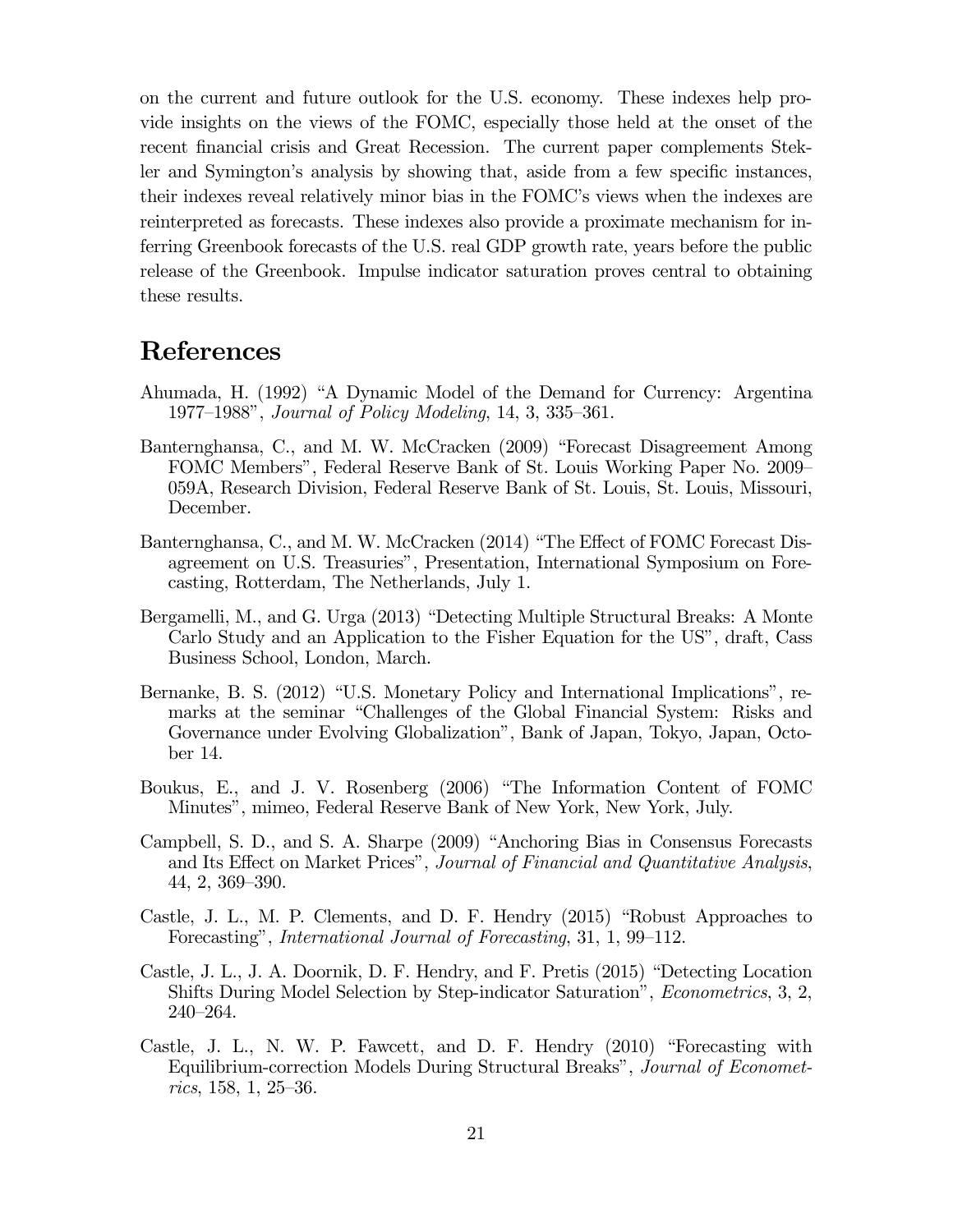on the current and future outlook for the U.S. economy. These indexes help provide insights on the views of the FOMC, especially those held at the onset of the recent financial crisis and Great Recession. The current paper complements Stekler and Symington's analysis by showing that, aside from a few specific instances, their indexes reveal relatively minor bias in the FOMC's views when the indexes are reinterpreted as forecasts. These indexes also provide a proximate mechanism for inferring Greenbook forecasts of the U.S. real GDP growth rate, years before the public release of the Greenbook. Impulse indicator saturation proves central to obtaining these results.

# References

Ahumada, H. (1992) "A Dynamic Model of the Demand for Currency: Argentina 1977–1988", *Journal of Policy Modeling*, 14, 3, 335–361.

Banternghansa, C., and M. W. McCracken (2009) "Forecast Disagreement Among FOMC Members", Federal Reserve Bank of St. Louis Working Paper No. 2009–059A, Research Division, Federal Reserve Bank of St. Louis, St. Louis, Missouri, December.

Banternghansa, C., and M. W. McCracken (2014) "The Effect of FOMC Forecast Disagreement on U.S. Treasuries", Presentation, International Symposium on Forecasting, Rotterdam, The Netherlands, July 1.

Bergamelli, M., and G. Urga (2013) "Detecting Multiple Structural Breaks: A Monte Carlo Study and an Application to the Fisher Equation for the US", draft, Cass Business School, London, March.

Bernanke, B. S. (2012) "U.S. Monetary Policy and International Implications", remarks at the seminar "Challenges of the Global Financial System: Risks and Governance under Evolving Globalization", Bank of Japan, Tokyo, Japan, October 14.

Boukus, E., and J. V. Rosenberg (2006) "The Information Content of FOMC Minutes", mimeo, Federal Reserve Bank of New York, New York, July.

Campbell, S. D., and S. A. Sharpe (2009) "Anchoring Bias in Consensus Forecasts and Its Effect on Market Prices", *Journal of Financial and Quantitative Analysis*, 44, 2, 369–390.

Castle, J. L., M. P. Clements, and D. F. Hendry (2015) "Robust Approaches to Forecasting", *International Journal of Forecasting*, 31, 1, 99–112.

Castle, J. L., J. A. Doornik, D. F. Hendry, and F. Pretis (2015) "Detecting Location Shifts During Model Selection by Step-indicator Saturation", *Econometrics*, 3, 2, 240–264.

Castle, J. L., N. W. P. Fawcett, and D. F. Hendry (2010) "Forecasting with Equilibrium-correction Models During Structural Breaks", *Journal of Econometrics*, 158, 1, 25–36.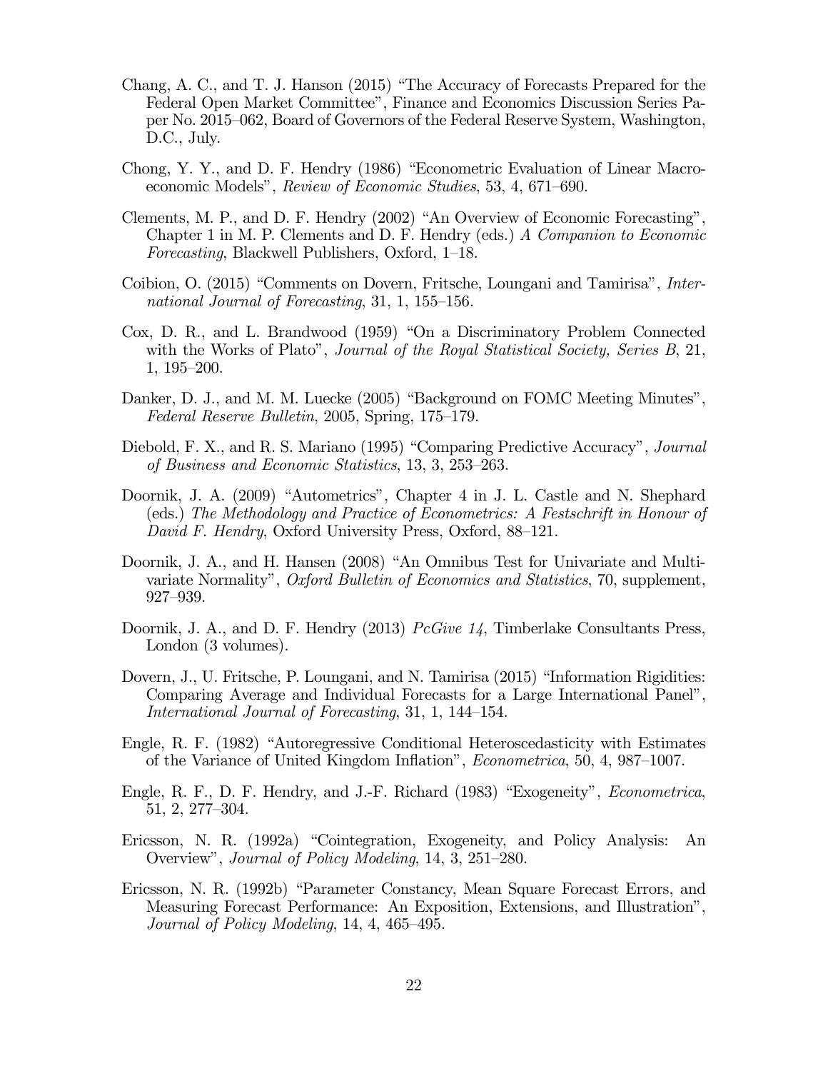Chang, A. C., and T. J. Hanson (2015) "The Accuracy of Forecasts Prepared for the Federal Open Market Committee", Finance and Economics Discussion Series Paper No. 2015–062, Board of Governors of the Federal Reserve System, Washington, D.C., July.

Chong, Y. Y., and D. F. Hendry (1986) "Econometric Evaluation of Linear Macroeconomic Models", *Review of Economic Studies*, 53, 4, 671–690.

Clements, M. P., and D. F. Hendry (2002) "An Overview of Economic Forecasting", Chapter 1 in M. P. Clements and D. F. Hendry (eds.) *A Companion to Economic Forecasting*, Blackwell Publishers, Oxford, 1–18.

Coibion, O. (2015) "Comments on Dovern, Fritsche, Loungani and Tamirisa", *International Journal of Forecasting*, 31, 1, 155–156.

Cox, D. R., and L. Brandwood (1959) "On a Discriminatory Problem Connected with the Works of Plato", *Journal of the Royal Statistical Society, Series B*, 21, 1, 195–200.

Danker, D. J., and M. M. Luecke (2005) "Background on FOMC Meeting Minutes", *Federal Reserve Bulletin*, 2005, Spring, 175–179.

Diebold, F. X., and R. S. Mariano (1995) "Comparing Predictive Accuracy", *Journal of Business and Economic Statistics*, 13, 3, 253–263.

Doornik, J. A. (2009) "Autometrics", Chapter 4 in J. L. Castle and N. Shephard (eds.) *The Methodology and Practice of Econometrics: A Festschrift in Honour of David F. Hendry*, Oxford University Press, Oxford, 88–121.

Doornik, J. A., and H. Hansen (2008) "An Omnibus Test for Univariate and Multivariate Normality", *Oxford Bulletin of Economics and Statistics*, 70, supplement, 927–939.

Doornik, J. A., and D. F. Hendry (2013) *PcGive 14*, Timberlake Consultants Press, London (3 volumes).

Dovern, J., U. Fritsche, P. Loungani, and N. Tamirisa (2015) "Information Rigidities: Comparing Average and Individual Forecasts for a Large International Panel", *International Journal of Forecasting*, 31, 1, 144–154.

Engle, R. F. (1982) "Autoregressive Conditional Heteroscedasticity with Estimates of the Variance of United Kingdom Inflation", *Econometrica*, 50, 4, 987–1007.

Engle, R. F., D. F. Hendry, and J.-F. Richard (1983) "Exogeneity", *Econometrica*, 51, 2, 277–304.

Ericsson, N. R. (1992a) "Cointegration, Exogeneity, and Policy Analysis: An Overview", *Journal of Policy Modeling*, 14, 3, 251–280.

Ericsson, N. R. (1992b) "Parameter Constancy, Mean Square Forecast Errors, and Measuring Forecast Performance: An Exposition, Extensions, and Illustration", *Journal of Policy Modeling*, 14, 4, 465–495.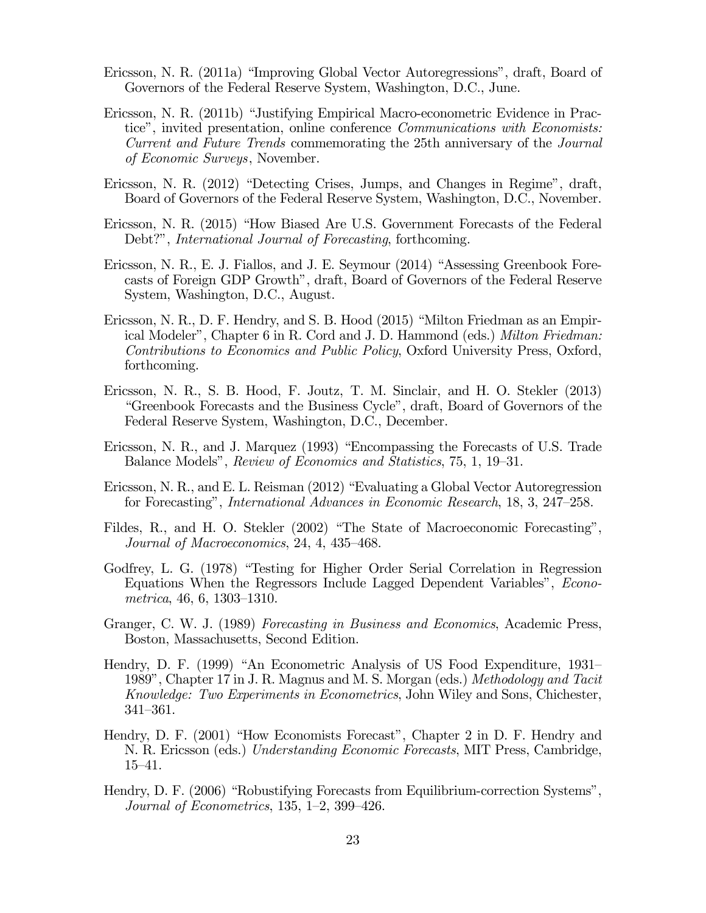Ericsson, N. R. (2011a) "Improving Global Vector Autoregressions", draft, Board of Governors of the Federal Reserve System, Washington, D.C., June.

Ericsson, N. R. (2011b) "Justifying Empirical Macro-econometric Evidence in Practice", invited presentation, online conference *Communications with Economists: Current and Future Trends* commemorating the 25th anniversary of the *Journal of Economic Surveys*, November.

Ericsson, N. R. (2012) "Detecting Crises, Jumps, and Changes in Regime", draft, Board of Governors of the Federal Reserve System, Washington, D.C., November.

Ericsson, N. R. (2015) "How Biased Are U.S. Government Forecasts of the Federal Debt?", *International Journal of Forecasting*, forthcoming.

Ericsson, N. R., E. J. Fiallos, and J. E. Seymour (2014) "Assessing Greenbook Forecasts of Foreign GDP Growth", draft, Board of Governors of the Federal Reserve System, Washington, D.C., August.

Ericsson, N. R., D. F. Hendry, and S. B. Hood (2015) "Milton Friedman as an Empirical Modeler", Chapter 6 in R. Cord and J. D. Hammond (eds.) *Milton Friedman: Contributions to Economics and Public Policy*, Oxford University Press, Oxford, forthcoming.

Ericsson, N. R., S. B. Hood, F. Joutz, T. M. Sinclair, and H. O. Stekler (2013) "Greenbook Forecasts and the Business Cycle", draft, Board of Governors of the Federal Reserve System, Washington, D.C., December.

Ericsson, N. R., and J. Marquez (1993) "Encompassing the Forecasts of U.S. Trade Balance Models", *Review of Economics and Statistics*, 75, 1, 19–31.

Ericsson, N. R., and E. L. Reisman (2012) "Evaluating a Global Vector Autoregression for Forecasting", *International Advances in Economic Research*, 18, 3, 247–258.

Fildes, R., and H. O. Stekler (2002) "The State of Macroeconomic Forecasting", *Journal of Macroeconomics*, 24, 4, 435–468.

Godfrey, L. G. (1978) "Testing for Higher Order Serial Correlation in Regression Equations When the Regressors Include Lagged Dependent Variables", *Econometrica*, 46, 6, 1303–1310.

Granger, C. W. J. (1989) *Forecasting in Business and Economics*, Academic Press, Boston, Massachusetts, Second Edition.

Hendry, D. F. (1999) "An Econometric Analysis of US Food Expenditure, 1931–1989", Chapter 17 in J. R. Magnus and M. S. Morgan (eds.) *Methodology and Tacit Knowledge: Two Experiments in Econometrics*, John Wiley and Sons, Chichester, 341–361.

Hendry, D. F. (2001) "How Economists Forecast", Chapter 2 in D. F. Hendry and N. R. Ericsson (eds.) *Understanding Economic Forecasts*, MIT Press, Cambridge, 15–41.

Hendry, D. F. (2006) "Robustifying Forecasts from Equilibrium-correction Systems", *Journal of Econometrics*, 135, 1–2, 399–426.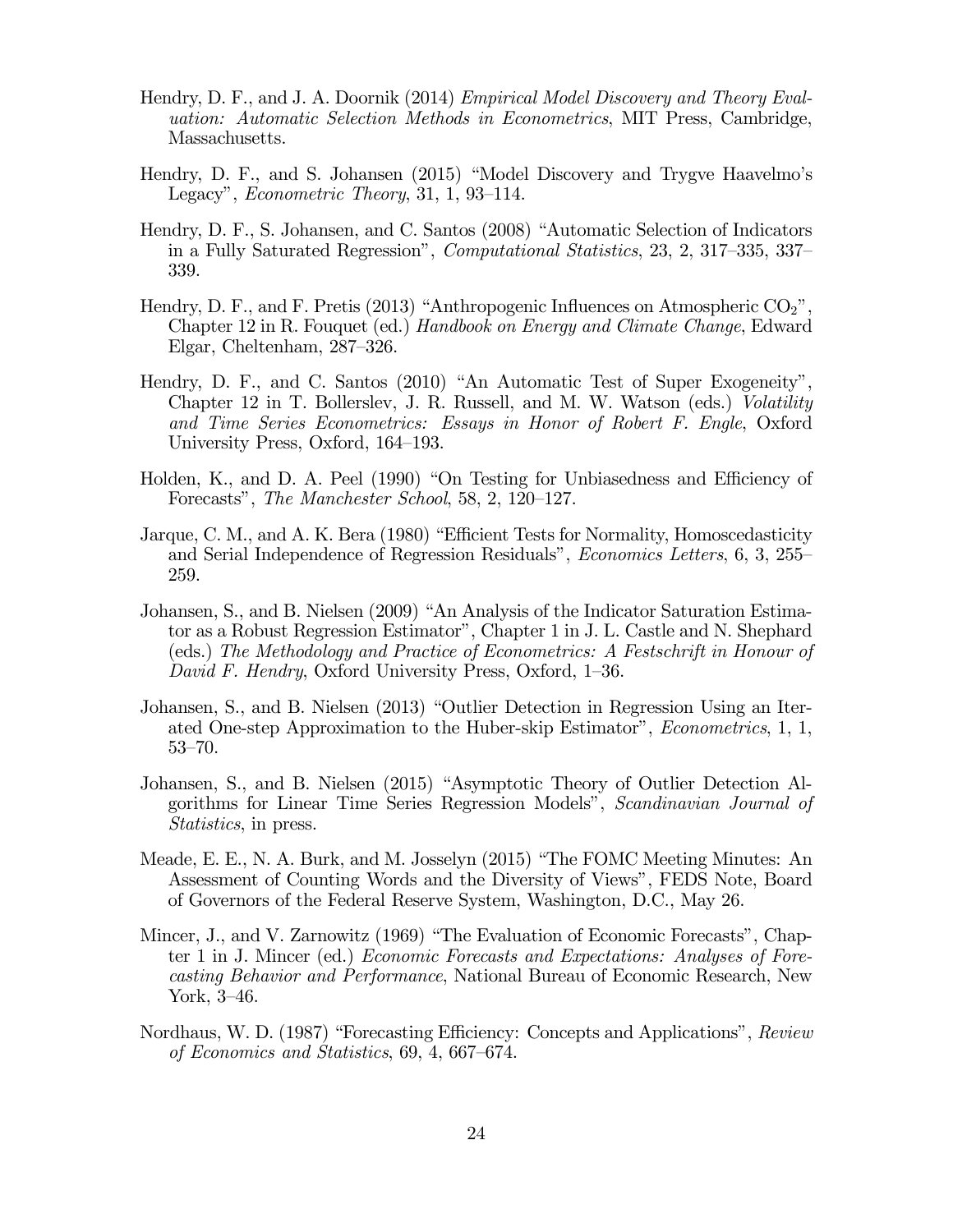Hendry, D. F., and J. A. Doornik (2014) *Empirical Model Discovery and Theory Evaluation: Automatic Selection Methods in Econometrics*, MIT Press, Cambridge, Massachusetts.

Hendry, D. F., and S. Johansen (2015) "Model Discovery and Trygve Haavelmo's Legacy", *Econometric Theory*, 31, 1, 93–114.

Hendry, D. F., S. Johansen, and C. Santos (2008) "Automatic Selection of Indicators in a Fully Saturated Regression", *Computational Statistics*, 23, 2, 317–335, 337–339.

Hendry, D. F., and F. Pretis (2013) "Anthropogenic Influences on Atmospheric $CO_2$", Chapter 12 in R. Fouquet (ed.) *Handbook on Energy and Climate Change*, Edward Elgar, Cheltenham, 287–326.

Hendry, D. F., and C. Santos (2010) "An Automatic Test of Super Exogeneity", Chapter 12 in T. Bollerslev, J. R. Russell, and M. W. Watson (eds.) *Volatility and Time Series Econometrics: Essays in Honor of Robert F. Engle*, Oxford University Press, Oxford, 164–193.

Holden, K., and D. A. Peel (1990) "On Testing for Unbiasedness and Efficiency of Forecasts", *The Manchester School*, 58, 2, 120–127.

Jarque, C. M., and A. K. Bera (1980) "Efficient Tests for Normality, Homoscedasticity and Serial Independence of Regression Residuals", *Economics Letters*, 6, 3, 255–259.

Johansen, S., and B. Nielsen (2009) "An Analysis of the Indicator Saturation Estimator as a Robust Regression Estimator", Chapter 1 in J. L. Castle and N. Shephard (eds.) *The Methodology and Practice of Econometrics: A Festschrift in Honour of David F. Hendry*, Oxford University Press, Oxford, 1–36.

Johansen, S., and B. Nielsen (2013) "Outlier Detection in Regression Using an Iterated One-step Approximation to the Huber-skip Estimator", *Econometrics*, 1, 1, 53–70.

Johansen, S., and B. Nielsen (2015) "Asymptotic Theory of Outlier Detection Algorithms for Linear Time Series Regression Models", *Scandinavian Journal of Statistics*, in press.

Meade, E. E., N. A. Burk, and M. Josselyn (2015) "The FOMC Meeting Minutes: An Assessment of Counting Words and the Diversity of Views", FEDS Note, Board of Governors of the Federal Reserve System, Washington, D.C., May 26.

Mincer, J., and V. Zarnowitz (1969) "The Evaluation of Economic Forecasts", Chapter 1 in J. Mincer (ed.) *Economic Forecasts and Expectations: Analyses of Forecasting Behavior and Performance*, National Bureau of Economic Research, New York, 3–46.

Nordhaus, W. D. (1987) "Forecasting Efficiency: Concepts and Applications", *Review of Economics and Statistics*, 69, 4, 667–674.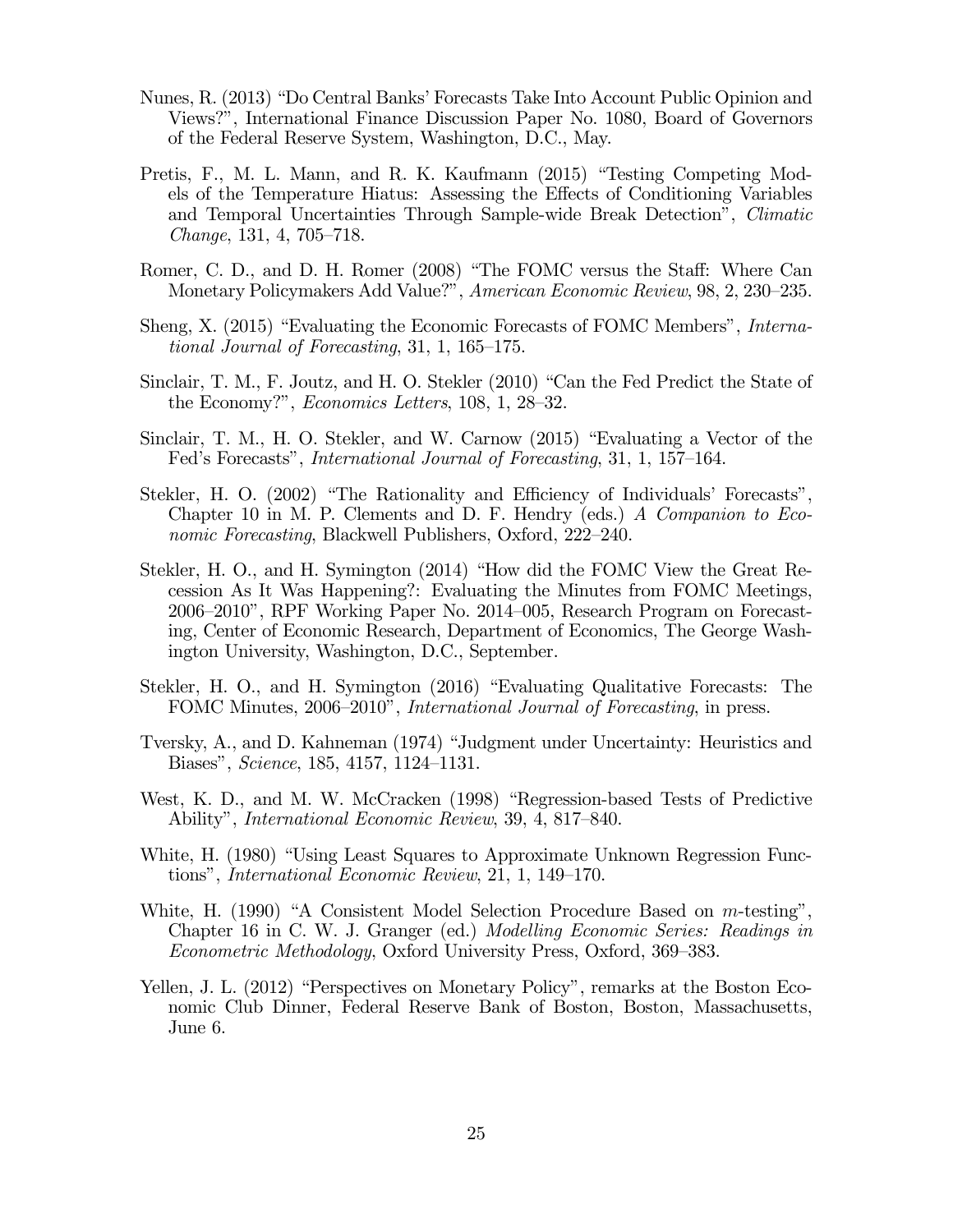Nunes, R. (2013) "Do Central Banks' Forecasts Take Into Account Public Opinion and Views?", International Finance Discussion Paper No. 1080, Board of Governors of the Federal Reserve System, Washington, D.C., May.

Pretis, F., M. L. Mann, and R. K. Kaufmann (2015) "Testing Competing Models of the Temperature Hiatus: Assessing the Effects of Conditioning Variables and Temporal Uncertainties Through Sample-wide Break Detection", *Climatic Change*, 131, 4, 705–718.

Romer, C. D., and D. H. Romer (2008) "The FOMC versus the Staff: Where Can Monetary Policymakers Add Value?", *American Economic Review*, 98, 2, 230–235.

Sheng, X. (2015) "Evaluating the Economic Forecasts of FOMC Members", *International Journal of Forecasting*, 31, 1, 165–175.

Sinclair, T. M., F. Joutz, and H. O. Stekler (2010) "Can the Fed Predict the State of the Economy?", *Economics Letters*, 108, 1, 28–32.

Sinclair, T. M., H. O. Stekler, and W. Carnow (2015) "Evaluating a Vector of the Fed's Forecasts", *International Journal of Forecasting*, 31, 1, 157–164.

Stekler, H. O. (2002) "The Rationality and Efficiency of Individuals' Forecasts", Chapter 10 in M. P. Clements and D. F. Hendry (eds.) *A Companion to Economic Forecasting*, Blackwell Publishers, Oxford, 222–240.

Stekler, H. O., and H. Symington (2014) "How did the FOMC View the Great Recession As It Was Happening?: Evaluating the Minutes from FOMC Meetings, 2006–2010", RPF Working Paper No. 2014–005, Research Program on Forecasting, Center of Economic Research, Department of Economics, The George Washington University, Washington, D.C., September.

Stekler, H. O., and H. Symington (2016) "Evaluating Qualitative Forecasts: The FOMC Minutes, 2006–2010", *International Journal of Forecasting*, in press.

Tversky, A., and D. Kahneman (1974) "Judgment under Uncertainty: Heuristics and Biases", *Science*, 185, 4157, 1124–1131.

West, K. D., and M. W. McCracken (1998) "Regression-based Tests of Predictive Ability", *International Economic Review*, 39, 4, 817–840.

White, H. (1980) "Using Least Squares to Approximate Unknown Regression Functions", *International Economic Review*, 21, 1, 149–170.

White, H. (1990) "A Consistent Model Selection Procedure Based on $m$-testing", Chapter 16 in C. W. J. Granger (ed.) *Modelling Economic Series: Readings in Econometric Methodology*, Oxford University Press, Oxford, 369–383.

Yellen, J. L. (2012) "Perspectives on Monetary Policy", remarks at the Boston Economic Club Dinner, Federal Reserve Bank of Boston, Boston, Massachusetts, June 6.